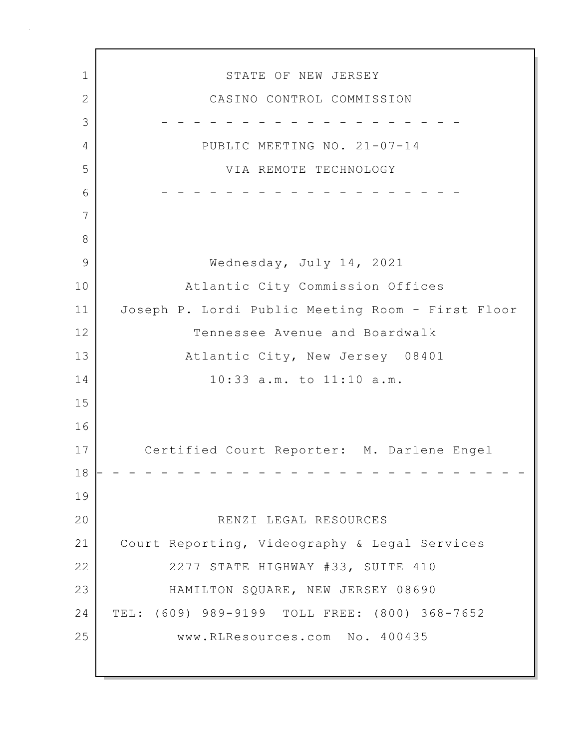STATE OF NEW JERSEY

CASINO CONTROL COMMISSION

- - - - - - - - - - - - - - - - - - - -

PUBLIC MEETING NO. 21-07-14

VIA REMOTE TECHNOLOGY

- - - - - - - - - - - - - - - - - - - -

Wednesday, July 14, 2021

Atlantic City Commission Offices

Joseph P. Lordi Public Meeting Room - First Floor

Tennessee Avenue and Boardwalk

Atlantic City, New Jersey 08401

10:33 a.m. to 11:10 a.m.

Certified Court Reporter: M. Darlene Engel

- - - - - - - - - - - - - - - - - - - - - - - - - - -

RENZI LEGAL RESOURCES

Court Reporting, Videography & Legal Services

2277 STATE HIGHWAY #33, SUITE 410

HAMILTON SQUARE, NEW JERSEY 08690

TEL: (609) 989-9199 TOLL FREE: (800) 368-7652

www.RLResources.com No. 400435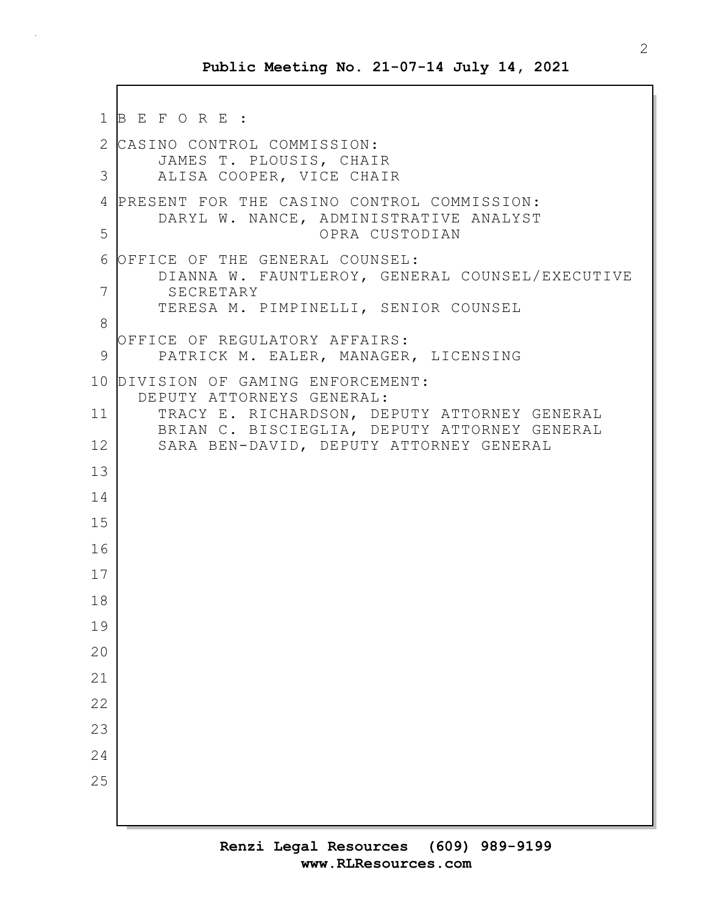B E F O R E :

CASINO CONTROL COMMISSION:
JAMES T. PLOUSIS, CHAIR
ALISA COOPER, VICE CHAIR

PRESENT FOR THE CASINO CONTROL COMMISSION:
DARYL W. NANCE, ADMINISTRATIVE ANALYST
OPRA CUSTODIAN

OFFICE OF THE GENERAL COUNSEL:
DIANNA W. FAUNTLEROY, GENERAL COUNSEL/EXECUTIVE SECRETARY
TERESA M. PIMPINELLI, SENIOR COUNSEL

OFFICE OF REGULATORY AFFAIRS:
PATRICK M. EALER, MANAGER, LICENSING

DIVISION OF GAMING ENFORCEMENT:
DEPUTY ATTORNEYS GENERAL:
TRACY E. RICHARDSON, DEPUTY ATTORNEY GENERAL
BRIAN C. BISCIEGLIA, DEPUTY ATTORNEY GENERAL
SARA BEN-DAVID, DEPUTY ATTORNEY GENERAL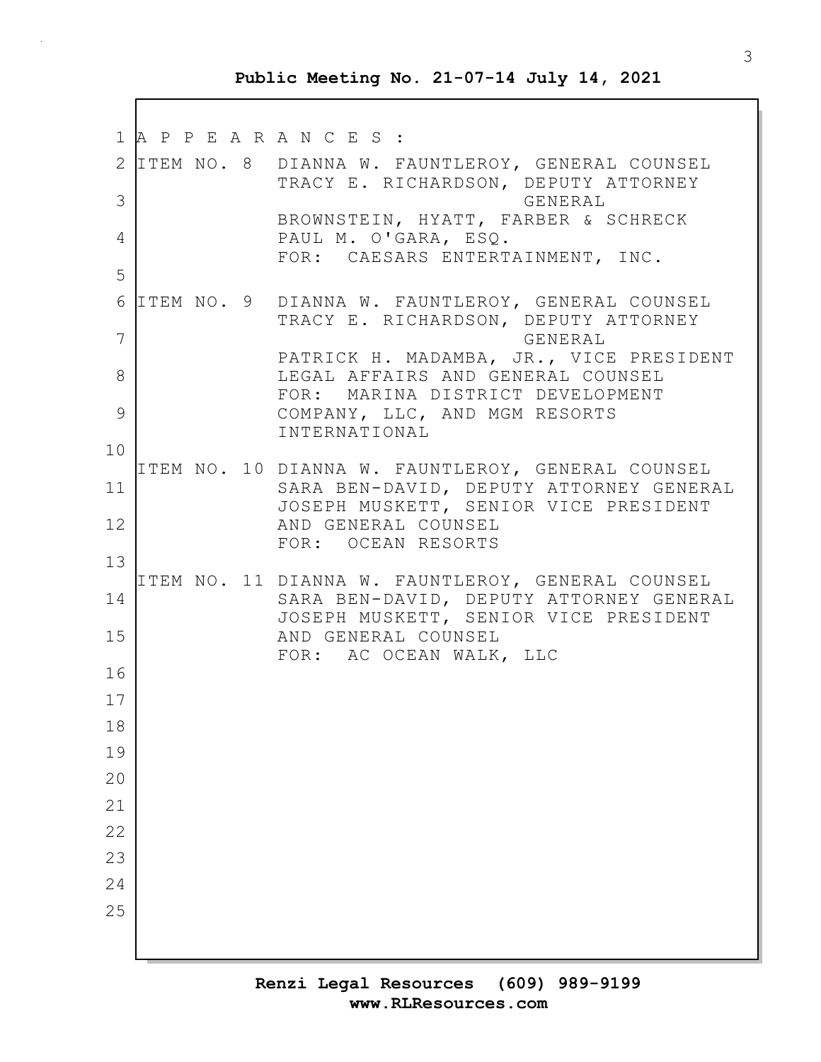A P P E A R A N C E S :

ITEM NO. 8 DIANNA W. FAUNTLEROY, GENERAL COUNSEL
TRACY E. RICHARDSON, DEPUTY ATTORNEY GENERAL
BROWNSTEIN, HYATT, FARBER & SCHRECK
PAUL M. O'GARA, ESQ.
FOR: CAESARS ENTERTAINMENT, INC.

ITEM NO. 9 DIANNA W. FAUNTLEROY, GENERAL COUNSEL
TRACY E. RICHARDSON, DEPUTY ATTORNEY GENERAL
PATRICK H. MADAMBA, JR., VICE PRESIDENT
LEGAL AFFAIRS AND GENERAL COUNSEL
FOR: MARINA DISTRICT DEVELOPMENT COMPANY, LLC, AND MGM RESORTS INTERNATIONAL

ITEM NO. 10 DIANNA W. FAUNTLEROY, GENERAL COUNSEL
SARA BEN-DAVID, DEPUTY ATTORNEY GENERAL
JOSEPH MUSKETT, SENIOR VICE PRESIDENT
AND GENERAL COUNSEL
FOR: OCEAN RESORTS

ITEM NO. 11 DIANNA W. FAUNTLEROY, GENERAL COUNSEL
SARA BEN-DAVID, DEPUTY ATTORNEY GENERAL
JOSEPH MUSKETT, SENIOR VICE PRESIDENT
AND GENERAL COUNSEL
FOR: AC OCEAN WALK, LLC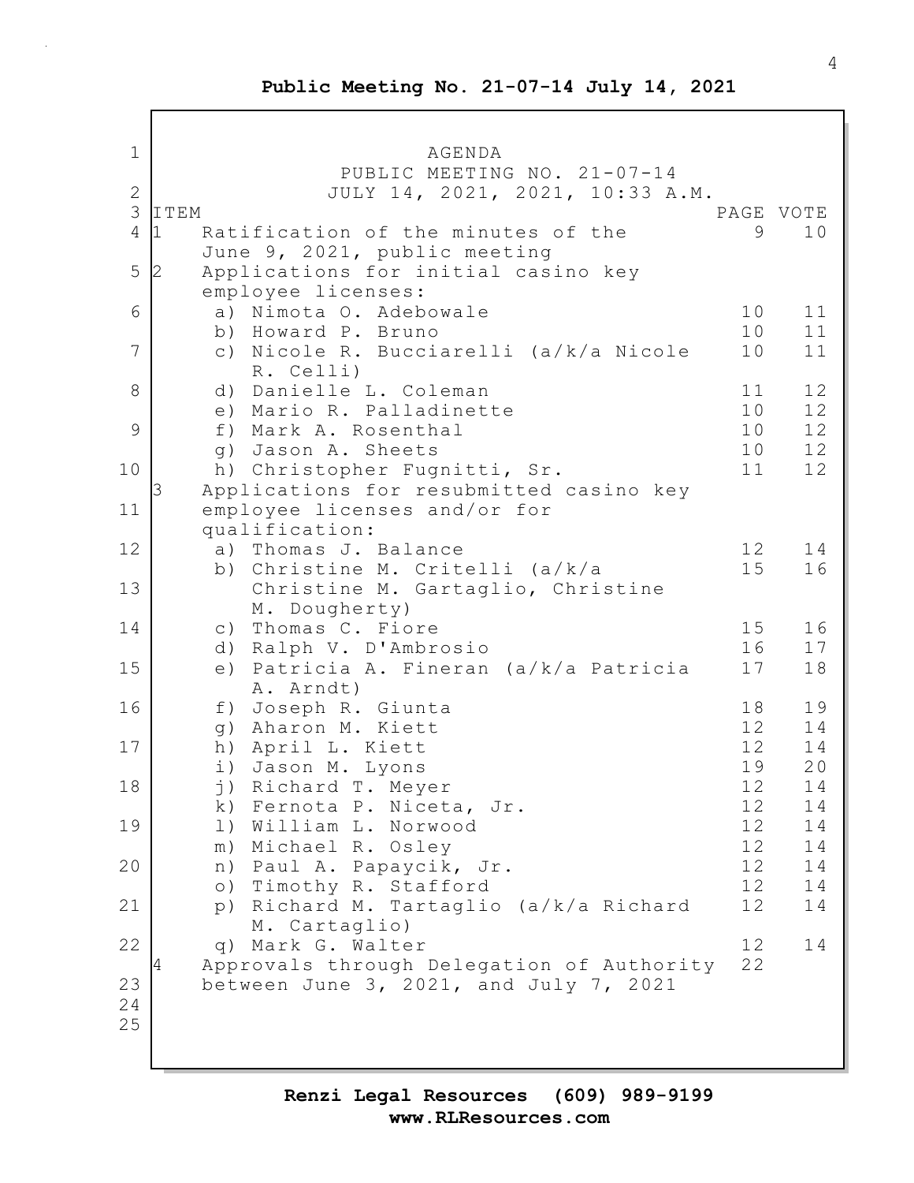**Public Meeting No. 21-07-14 July 14, 2021**

# AGENDA

## PUBLIC MEETING NO. 21-07-14
## JULY 14, 2021, 2021, 10:33 A.M.

| ITEM | | PAGE | VOTE |
|---|---|---|---|
| 1 | Ratification of the minutes of the June 9, 2021, public meeting | 9 | 10 |
| 2 | Applications for initial casino key employee licenses: | | |
| | a) Nimota O. Adebowale | 10 | 11 |
| | b) Howard P. Bruno | 10 | 11 |
| | c) Nicole R. Bucciarelli (a/k/a Nicole R. Celli) | 10 | 11 |
| | d) Danielle L. Coleman | 11 | 12 |
| | e) Mario R. Palladinette | 10 | 12 |
| | f) Mark A. Rosenthal | 10 | 12 |
| | g) Jason A. Sheets | 10 | 12 |
| | h) Christopher Fugnitti, Sr. | 11 | 12 |
| 3 | Applications for resubmitted casino key employee licenses and/or for qualification: | | |
| | a) Thomas J. Balance | 12 | 14 |
| | b) Christine M. Critelli (a/k/a Christine M. Gartaglio, Christine M. Dougherty) | 15 | 16 |
| | c) Thomas C. Fiore | 15 | 16 |
| | d) Ralph V. D'Ambrosio | 16 | 17 |
| | e) Patricia A. Fineran (a/k/a Patricia A. Arndt) | 17 | 18 |
| | f) Joseph R. Giunta | 18 | 19 |
| | g) Aharon M. Kiett | 12 | 14 |
| | h) April L. Kiett | 12 | 14 |
| | i) Jason M. Lyons | 19 | 20 |
| | j) Richard T. Meyer | 12 | 14 |
| | k) Fernota P. Niceta, Jr. | 12 | 14 |
| | l) William L. Norwood | 12 | 14 |
| | m) Michael R. Osley | 12 | 14 |
| | n) Paul A. Papaycik, Jr. | 12 | 14 |
| | o) Timothy R. Stafford | 12 | 14 |
| | p) Richard M. Tartaglio (a/k/a Richard M. Cartaglio) | 12 | 14 |
| | q) Mark G. Walter | 12 | 14 |
| 4 | Approvals through Delegation of Authority between June 3, 2021, and July 7, 2021 | 22 | |

**Renzi Legal Resources (609) 989-9199**
**www.RLResources.com**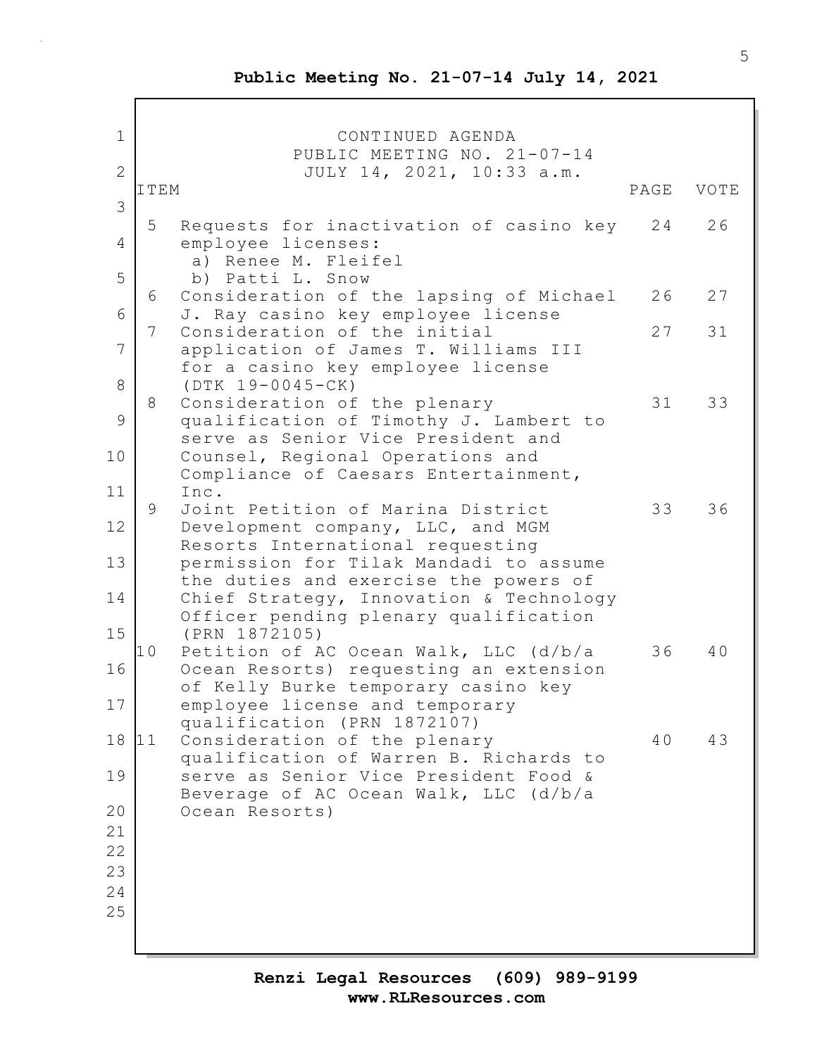**Public Meeting No. 21-07-14 July 14, 2021**

CONTINUED AGENDA
PUBLIC MEETING NO. 21-07-14
JULY 14, 2021, 10:33 a.m.

| ITEM | | PAGE | VOTE |
|---|---|---|---|
| 5 | Requests for inactivation of casino key employee licenses: a) Renee M. Fleifel b) Patti L. Snow | 24 | 26 |
| 6 | Consideration of the lapsing of Michael J. Ray casino key employee license | 26 | 27 |
| 7 | Consideration of the initial application of James T. Williams III for a casino key employee license (DTK 19-0045-CK) | 27 | 31 |
| 8 | Consideration of the plenary qualification of Timothy J. Lambert to serve as Senior Vice President and Counsel, Regional Operations and Compliance of Caesars Entertainment, Inc. | 31 | 33 |
| 9 | Joint Petition of Marina District Development company, LLC, and MGM Resorts International requesting permission for Tilak Mandadi to assume the duties and exercise the powers of Chief Strategy, Innovation & Technology Officer pending plenary qualification (PRN 1872105) | 33 | 36 |
| 10 | Petition of AC Ocean Walk, LLC (d/b/a Ocean Resorts) requesting an extension of Kelly Burke temporary casino key employee license and temporary qualification (PRN 1872107) | 36 | 40 |
| 11 | Consideration of the plenary qualification of Warren B. Richards to serve as Senior Vice President Food & Beverage of AC Ocean Walk, LLC (d/b/a Ocean Resorts) | 40 | 43 |

**Renzi Legal Resources (609) 989-9199**
**www.RLResources.com**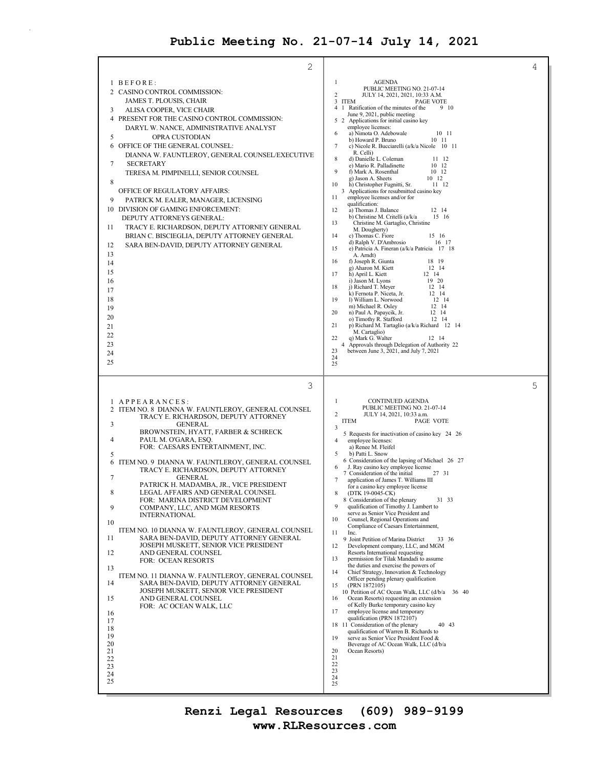# Public Meeting No. 21-07-14 July 14, 2021

**2**

1 BEFORE:
2 CASINO CONTROL COMMISSION:
JAMES T. PLOUSIS, CHAIR
3 ALISA COOPER, VICE CHAIR
4 PRESENT FOR THE CASINO CONTROL COMMISSION:
DARYL W. NANCE, ADMINISTRATIVE ANALYST
5 OPRA CUSTODIAN
6 OFFICE OF THE GENERAL COUNSEL:
DIANNA W. FAUNTLEROY, GENERAL COUNSEL/EXECUTIVE
7 SECRETARY
TERESA M. PIMPINELLI, SENIOR COUNSEL
8
OFFICE OF REGULATORY AFFAIRS:
9 PATRICK M. EALER, MANAGER, LICENSING
10 DIVISION OF GAMING ENFORCEMENT:
DEPUTY ATTORNEYS GENERAL:
11 TRACY E. RICHARDSON, DEPUTY ATTORNEY GENERAL
BRIAN C. BISCIEGLIA, DEPUTY ATTORNEY GENERAL
12 SARA BEN-DAVID, DEPUTY ATTORNEY GENERAL
13
14
15
16
17
18
19
20
21
22
23
24
25

**3**

1 APPEARANCES:
2 ITEM NO. 8 DIANNA W. FAUNTLEROY, GENERAL COUNSEL
TRACY E. RICHARDSON, DEPUTY ATTORNEY
3 GENERAL
BROWNSTEIN, HYATT, FARBER & SCHRECK
4 PAUL M. O'GARA, ESQ.
FOR: CAESARS ENTERTAINMENT, INC.
5
6 ITEM NO. 9 DIANNA W. FAUNTLEROY, GENERAL COUNSEL
TRACY E. RICHARDSON, DEPUTY ATTORNEY
7 GENERAL
PATRICK H. MADAMBA, JR., VICE PRESIDENT
8 LEGAL AFFAIRS AND GENERAL COUNSEL
FOR: MARINA DISTRICT DEVELOPMENT
9 COMPANY, LLC, AND MGM RESORTS
INTERNATIONAL
10
ITEM NO. 10 DIANNA W. FAUNTLEROY, GENERAL COUNSEL
11 SARA BEN-DAVID, DEPUTY ATTORNEY GENERAL
JOSEPH MUSKETT, SENIOR VICE PRESIDENT
12 AND GENERAL COUNSEL
FOR: OCEAN RESORTS
13
ITEM NO. 11 DIANNA W. FAUNTLEROY, GENERAL COUNSEL
14 SARA BEN-DAVID, DEPUTY ATTORNEY GENERAL
JOSEPH MUSKETT, SENIOR VICE PRESIDENT
15 AND GENERAL COUNSEL
FOR: AC OCEAN WALK, LLC
16
17
18
19
20
21
22
23
24
25

**4**

1 AGENDA
PUBLIC MEETING NO. 21-07-14
2 JULY 14, 2021, 2021, 10:33 A.M.

| ITEM | PAGE | VOTE |
|---|---|---|
| 1 Ratification of the minutes of the June 9, 2021, public meeting | 9 | 10 |
| 2 Applications for initial casino key employee licenses: | | |
| a) Nimota O. Adebowale | 10 | 11 |
| b) Howard P. Bruno | 10 | 11 |
| c) Nicole R. Bucciarelli (a/k/a Nicole R. Celli) | 10 | 11 |
| d) Danielle L. Coleman | 11 | 12 |
| e) Mario R. Palladinette | 10 | 12 |
| f) Mark A. Rosenthal | 10 | 12 |
| g) Jason A. Sheets | 10 | 12 |
| h) Christopher Fugnitti, Sr. | 11 | 12 |
| 3 Applications for resubmitted casino key employee licenses and/or for qualification: | | |
| a) Thomas J. Balance | 12 | 14 |
| b) Christine M. Critelli (a/k/a Christine M. Gartaglio, Christine M. Dougherty) | 15 | 16 |
| c) Thomas C. Fiore | 15 | 16 |
| d) Ralph V. D'Ambrosio | 16 | 17 |
| e) Patricia A. Fineran (a/k/a Patricia A. Arndt) | 17 | 18 |
| f) Joseph R. Giunta | 18 | 19 |
| g) Aharon M. Kiett | 12 | 14 |
| h) April L. Kiett | 12 | 14 |
| i) Jason M. Lyons | 19 | 20 |
| j) Richard T. Meyer | 12 | 14 |
| k) Fernota P. Niceta, Jr. | 12 | 14 |
| l) William L. Norwood | 12 | 14 |
| m) Michael R. Osley | 12 | 14 |
| n) Paul A. Papaycik, Jr. | 12 | 14 |
| o) Timothy R. Stafford | 12 | 14 |
| p) Richard M. Tartaglio (a/k/a Richard M. Cartaglio) | 12 | 14 |
| q) Mark G. Walter | 12 | 14 |
| 4 Approvals through Delegation of Authority between June 3, 2021, and July 7, 2021 | 22 | |

**5**

1 CONTINUED AGENDA
PUBLIC MEETING NO. 21-07-14
2 JULY 14, 2021, 10:33 a.m.

| ITEM | PAGE | VOTE |
|---|---|---|
| 5 Requests for inactivation of casino key employee licenses: | 24 | 26 |
| a) Renee M. Fleifel | | |
| b) Patti L. Snow | | |
| 6 Consideration of the lapsing of Michael J. Ray casino key employee license | 26 | 27 |
| 7 Consideration of the initial application of James T. Williams III for a casino key employee license (DTK 19-0045-CK) | 27 | 31 |
| 8 Consideration of the plenary qualification of Timothy J. Lambert to serve as Senior Vice President and Counsel, Regional Operations and Compliance of Caesars Entertainment, Inc. | 31 | 33 |
| 9 Joint Petition of Marina District Development company, LLC, and MGM Resorts International requesting permission for Tilak Mandadi to assume the duties and exercise the powers of Chief Strategy, Innovation & Technology Officer pending plenary qualification (PRN 1872105) | 33 | 36 |
| 10 Petition of AC Ocean Walk, LLC (d/b/a Ocean Resorts) requesting an extension of Kelly Burke temporary casino key employee license and temporary qualification (PRN 1872107) | 36 | 40 |
| 11 Consideration of the plenary qualification of Warren B. Richards to serve as Senior Vice President Food & Beverage of AC Ocean Walk, LLC (d/b/a Ocean Resorts) | 40 | 43 |

**Renzi Legal Resources (609) 989-9199**
**www.RLResources.com**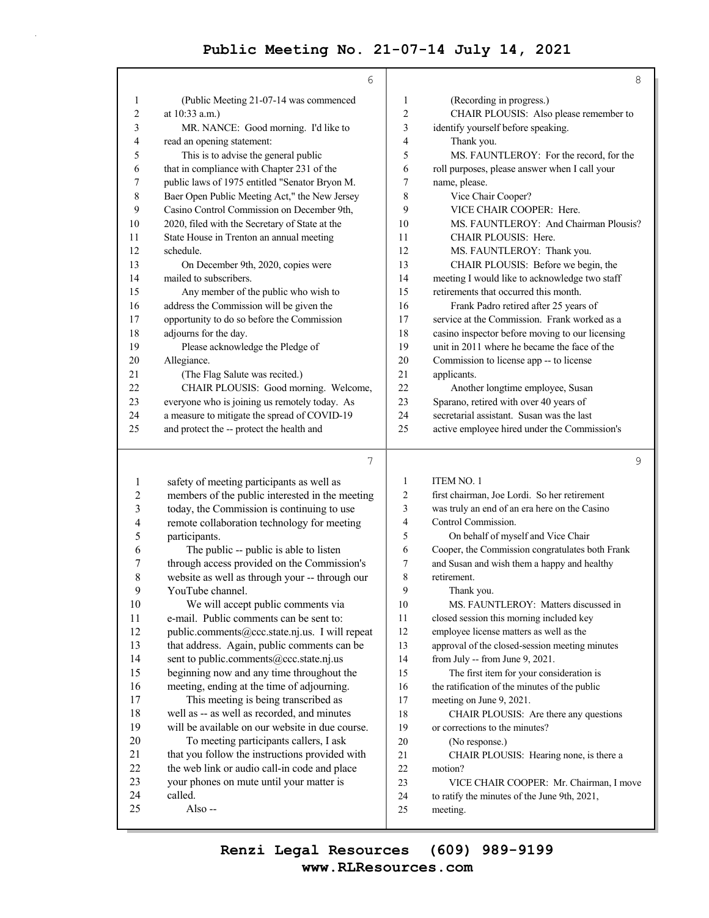(Public Meeting 21-07-14 was commenced at 10:33 a.m.)

MR. NANCE: Good morning. I'd like to read an opening statement:

This is to advise the general public that in compliance with Chapter 231 of the public laws of 1975 entitled "Senator Bryon M. Baer Open Public Meeting Act," the New Jersey Casino Control Commission on December 9th, 2020, filed with the Secretary of State at the State House in Trenton an annual meeting schedule.

On December 9th, 2020, copies were mailed to subscribers.

Any member of the public who wish to address the Commission will be given the opportunity to do so before the Commission adjourns for the day.

Please acknowledge the Pledge of Allegiance.

(The Flag Salute was recited.)

CHAIR PLOUSIS: Good morning. Welcome, everyone who is joining us remotely today. As a measure to mitigate the spread of COVID-19 and protect the -- protect the health and safety of meeting participants as well as members of the public interested in the meeting today, the Commission is continuing to use remote collaboration technology for meeting participants.

The public -- public is able to listen through access provided on the Commission's website as well as through your -- through our YouTube channel.

We will accept public comments via e-mail. Public comments can be sent to: public.comments@ccc.state.nj.us. I will repeat that address. Again, public comments can be sent to public.comments@ccc.state.nj.us beginning now and any time throughout the meeting, ending at the time of adjourning.

This meeting is being transcribed as well as -- as well as recorded, and minutes will be available on our website in due course.

To meeting participants callers, I ask that you follow the instructions provided with the web link or audio call-in code and place your phones on mute until your matter is called.

Also --

(Recording in progress.)

CHAIR PLOUSIS: Also please remember to identify yourself before speaking.

Thank you.

MS. FAUNTLEROY: For the record, for the roll purposes, please answer when I call your name, please.

Vice Chair Cooper?

VICE CHAIR COOPER: Here.

MS. FAUNTLEROY: And Chairman Plousis?

CHAIR PLOUSIS: Here.

MS. FAUNTLEROY: Thank you.

CHAIR PLOUSIS: Before we begin, the meeting I would like to acknowledge two staff retirements that occurred this month.

Frank Padro retired after 25 years of service at the Commission. Frank worked as a casino inspector before moving to our licensing unit in 2011 where he became the face of the Commission to license app -- to license applicants.

Another longtime employee, Susan Sparano, retired with over 40 years of secretarial assistant. Susan was the last active employee hired under the Commission's first chairman, Joe Lordi. So her retirement was truly an end of an era here on the Casino Control Commission.

On behalf of myself and Vice Chair Cooper, the Commission congratulates both Frank and Susan and wish them a happy and healthy retirement.

Thank you.

## ITEM NO. 1

MS. FAUNTLEROY: Matters discussed in closed session this morning included key employee license matters as well as the approval of the closed-session meeting minutes from July -- from June 9, 2021.

The first item for your consideration is the ratification of the minutes of the public meeting on June 9, 2021.

CHAIR PLOUSIS: Are there any questions or corrections to the minutes?

(No response.)

CHAIR PLOUSIS: Hearing none, is there a motion?

VICE CHAIR COOPER: Mr. Chairman, I move to ratify the minutes of the June 9th, 2021, meeting.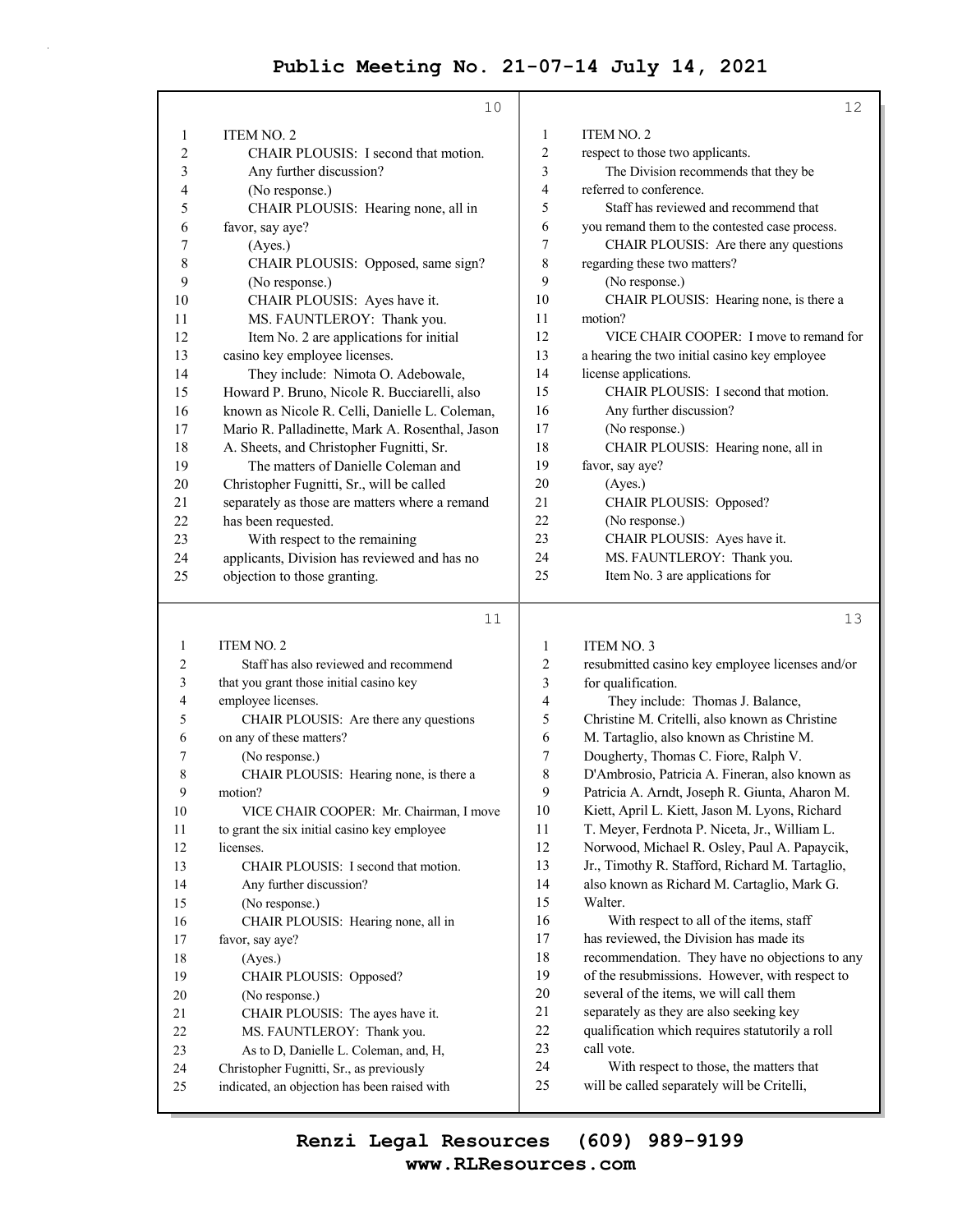ITEM NO. 2

CHAIR PLOUSIS: I second that motion.

Any further discussion?

(No response.)

CHAIR PLOUSIS: Hearing none, all in favor, say aye?

(Ayes.)

CHAIR PLOUSIS: Opposed, same sign?

(No response.)

CHAIR PLOUSIS: Ayes have it.

MS. FAUNTLEROY: Thank you.

Item No. 2 are applications for initial casino key employee licenses.

They include: Nimota O. Adebowale, Howard P. Bruno, Nicole R. Bucciarelli, also known as Nicole R. Celli, Danielle L. Coleman, Mario R. Palladinette, Mark A. Rosenthal, Jason A. Sheets, and Christopher Fugnitti, Sr.

The matters of Danielle Coleman and Christopher Fugnitti, Sr., will be called separately as those are matters where a remand has been requested.

With respect to the remaining applicants, Division has reviewed and has no objection to those granting.

ITEM NO. 2

Staff has also reviewed and recommend that you grant those initial casino key employee licenses.

CHAIR PLOUSIS: Are there any questions on any of these matters?

(No response.)

CHAIR PLOUSIS: Hearing none, is there a motion?

VICE CHAIR COOPER: Mr. Chairman, I move to grant the six initial casino key employee licenses.

CHAIR PLOUSIS: I second that motion.

Any further discussion?

(No response.)

CHAIR PLOUSIS: Hearing none, all in favor, say aye?

(Ayes.)

CHAIR PLOUSIS: Opposed?

(No response.)

CHAIR PLOUSIS: The ayes have it.

MS. FAUNTLEROY: Thank you.

As to D, Danielle L. Coleman, and, H, Christopher Fugnitti, Sr., as previously indicated, an objection has been raised with

ITEM NO. 2

respect to those two applicants.

The Division recommends that they be referred to conference.

Staff has reviewed and recommend that you remand them to the contested case process.

CHAIR PLOUSIS: Are there any questions regarding these two matters?

(No response.)

CHAIR PLOUSIS: Hearing none, is there a motion?

VICE CHAIR COOPER: I move to remand for a hearing the two initial casino key employee license applications.

CHAIR PLOUSIS: I second that motion.

Any further discussion?

(No response.)

CHAIR PLOUSIS: Hearing none, all in favor, say aye?

(Ayes.)

CHAIR PLOUSIS: Opposed?

(No response.)

CHAIR PLOUSIS: Ayes have it.

MS. FAUNTLEROY: Thank you.

Item No. 3 are applications for

ITEM NO. 3

resubmitted casino key employee licenses and/or for qualification.

They include: Thomas J. Balance, Christine M. Critelli, also known as Christine M. Tartaglio, also known as Christine M. Dougherty, Thomas C. Fiore, Ralph V. D'Ambrosio, Patricia A. Fineran, also known as Patricia A. Arndt, Joseph R. Giunta, Aharon M. Kiett, April L. Kiett, Jason M. Lyons, Richard T. Meyer, Ferdnota P. Niceta, Jr., William L. Norwood, Michael R. Osley, Paul A. Papaycik, Jr., Timothy R. Stafford, Richard M. Tartaglio, also known as Richard M. Cartaglio, Mark G. Walter.

With respect to all of the items, staff has reviewed, the Division has made its recommendation. They have no objections to any of the resubmissions. However, with respect to several of the items, we will call them separately as they are also seeking key qualification which requires statutorily a roll call vote.

With respect to those, the matters that will be called separately will be Critelli,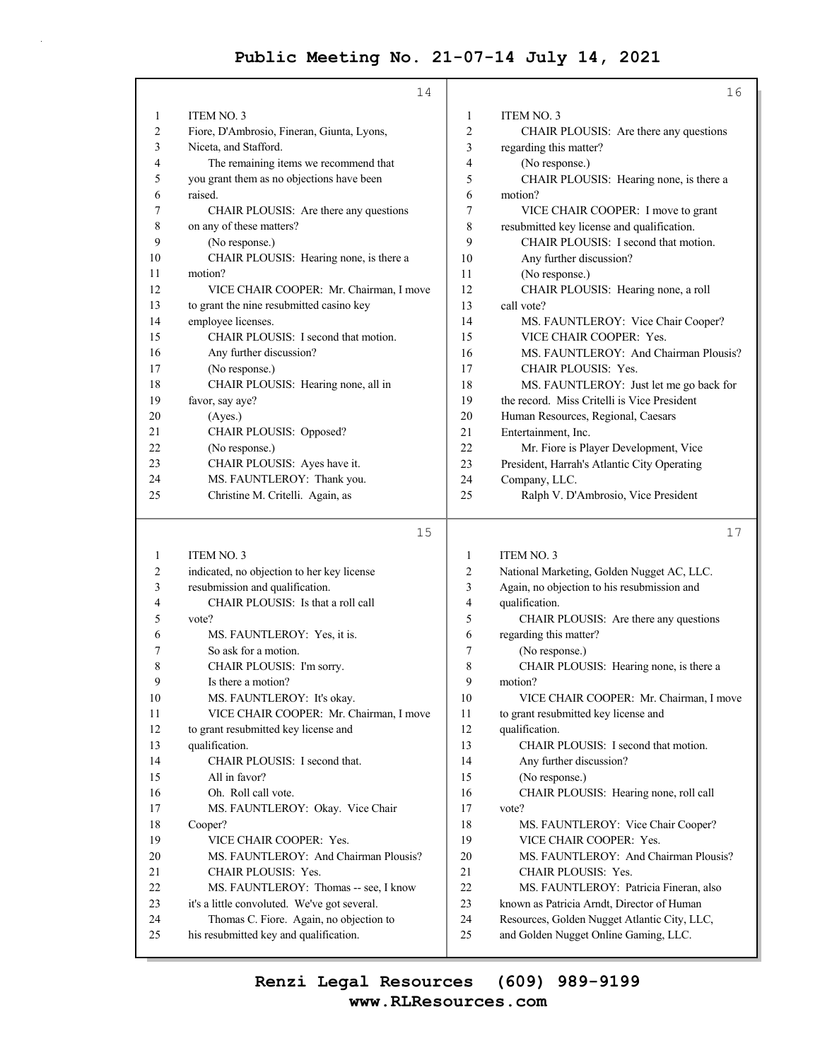ITEM NO. 3

Fiore, D'Ambrosio, Fineran, Giunta, Lyons, Niceta, and Stafford.

The remaining items we recommend that you grant them as no objections have been raised.

CHAIR PLOUSIS: Are there any questions on any of these matters?

(No response.)

CHAIR PLOUSIS: Hearing none, is there a motion?

VICE CHAIR COOPER: Mr. Chairman, I move to grant the nine resubmitted casino key employee licenses.

CHAIR PLOUSIS: I second that motion.

Any further discussion?

(No response.)

CHAIR PLOUSIS: Hearing none, all in favor, say aye?

(Ayes.)

CHAIR PLOUSIS: Opposed?

(No response.)

CHAIR PLOUSIS: Ayes have it.

MS. FAUNTLEROY: Thank you.

Christine M. Critelli. Again, as indicated, no objection to her key license resubmission and qualification.

CHAIR PLOUSIS: Is that a roll call vote?

MS. FAUNTLEROY: Yes, it is.

So ask for a motion.

CHAIR PLOUSIS: I'm sorry.

Is there a motion?

MS. FAUNTLEROY: It's okay.

VICE CHAIR COOPER: Mr. Chairman, I move to grant resubmitted key license and qualification.

CHAIR PLOUSIS: I second that.

All in favor?

Oh. Roll call vote.

MS. FAUNTLEROY: Okay. Vice Chair Cooper?

VICE CHAIR COOPER: Yes.

MS. FAUNTLEROY: And Chairman Plousis?

CHAIR PLOUSIS: Yes.

MS. FAUNTLEROY: Thomas -- see, I know it's a little convoluted. We've got several.

Thomas C. Fiore. Again, no objection to his resubmitted key and qualification.

CHAIR PLOUSIS: Are there any questions regarding this matter?

(No response.)

CHAIR PLOUSIS: Hearing none, is there a motion?

VICE CHAIR COOPER: I move to grant resubmitted key license and qualification.

CHAIR PLOUSIS: I second that motion.

Any further discussion?

(No response.)

CHAIR PLOUSIS: Hearing none, a roll call vote?

MS. FAUNTLEROY: Vice Chair Cooper?

VICE CHAIR COOPER: Yes.

MS. FAUNTLEROY: And Chairman Plousis?

CHAIR PLOUSIS: Yes.

MS. FAUNTLEROY: Just let me go back for the record. Miss Critelli is Vice President Human Resources, Regional, Caesars Entertainment, Inc.

Mr. Fiore is Player Development, Vice President, Harrah's Atlantic City Operating Company, LLC.

Ralph V. D'Ambrosio, Vice President National Marketing, Golden Nugget AC, LLC. Again, no objection to his resubmission and qualification.

CHAIR PLOUSIS: Are there any questions regarding this matter?

(No response.)

CHAIR PLOUSIS: Hearing none, is there a motion?

VICE CHAIR COOPER: Mr. Chairman, I move to grant resubmitted key license and qualification.

CHAIR PLOUSIS: I second that motion.

Any further discussion?

(No response.)

CHAIR PLOUSIS: Hearing none, roll call vote?

MS. FAUNTLEROY: Vice Chair Cooper?

VICE CHAIR COOPER: Yes.

MS. FAUNTLEROY: And Chairman Plousis?

CHAIR PLOUSIS: Yes.

MS. FAUNTLEROY: Patricia Fineran, also known as Patricia Arndt, Director of Human Resources, Golden Nugget Atlantic City, LLC, and Golden Nugget Online Gaming, LLC.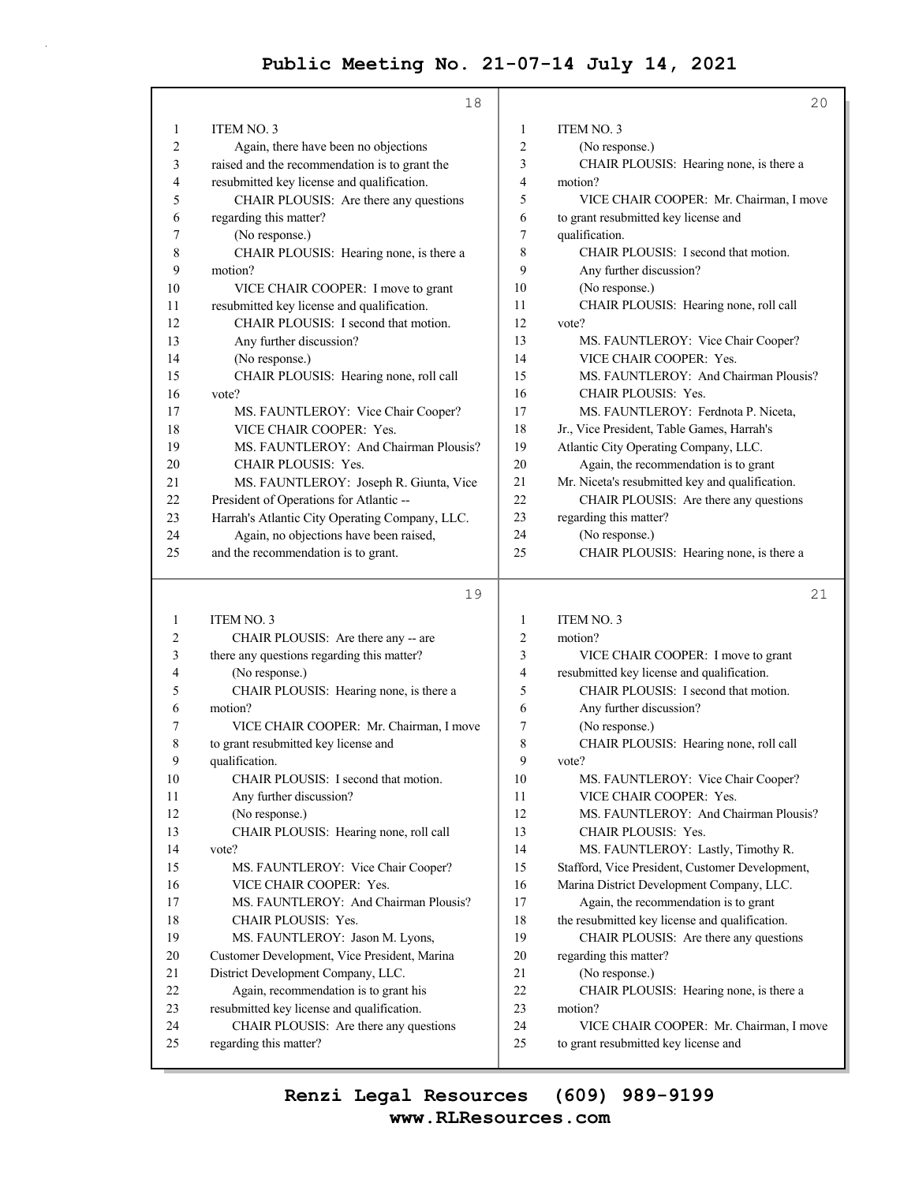ITEM NO. 3

Again, there have been no objections raised and the recommendation is to grant the resubmitted key license and qualification.

CHAIR PLOUSIS: Are there any questions regarding this matter?

(No response.)

CHAIR PLOUSIS: Hearing none, is there a motion?

VICE CHAIR COOPER: I move to grant resubmitted key license and qualification.

CHAIR PLOUSIS: I second that motion.

Any further discussion?

(No response.)

CHAIR PLOUSIS: Hearing none, roll call vote?

MS. FAUNTLEROY: Vice Chair Cooper?

VICE CHAIR COOPER: Yes.

MS. FAUNTLEROY: And Chairman Plousis?

CHAIR PLOUSIS: Yes.

MS. FAUNTLEROY: Joseph R. Giunta, Vice President of Operations for Atlantic -- Harrah's Atlantic City Operating Company, LLC.

Again, no objections have been raised, and the recommendation is to grant.

ITEM NO. 3

CHAIR PLOUSIS: Are there any -- are there any questions regarding this matter?

(No response.)

CHAIR PLOUSIS: Hearing none, is there a motion?

VICE CHAIR COOPER: Mr. Chairman, I move to grant resubmitted key license and qualification.

CHAIR PLOUSIS: I second that motion.

Any further discussion?

(No response.)

CHAIR PLOUSIS: Hearing none, roll call vote?

MS. FAUNTLEROY: Vice Chair Cooper?

VICE CHAIR COOPER: Yes.

MS. FAUNTLEROY: And Chairman Plousis?

CHAIR PLOUSIS: Yes.

MS. FAUNTLEROY: Jason M. Lyons, Customer Development, Vice President, Marina District Development Company, LLC.

Again, recommendation is to grant his resubmitted key license and qualification.

CHAIR PLOUSIS: Are there any questions regarding this matter?

ITEM NO. 3

(No response.)

CHAIR PLOUSIS: Hearing none, is there a motion?

VICE CHAIR COOPER: Mr. Chairman, I move to grant resubmitted key license and qualification.

CHAIR PLOUSIS: I second that motion.

Any further discussion?

(No response.)

CHAIR PLOUSIS: Hearing none, roll call vote?

MS. FAUNTLEROY: Vice Chair Cooper?

VICE CHAIR COOPER: Yes.

MS. FAUNTLEROY: And Chairman Plousis?

CHAIR PLOUSIS: Yes.

MS. FAUNTLEROY: Ferdnota P. Niceta, Jr., Vice President, Table Games, Harrah's Atlantic City Operating Company, LLC.

Again, the recommendation is to grant Mr. Niceta's resubmitted key and qualification.

CHAIR PLOUSIS: Are there any questions regarding this matter?

(No response.)

CHAIR PLOUSIS: Hearing none, is there a

ITEM NO. 3

motion?

VICE CHAIR COOPER: I move to grant resubmitted key license and qualification.

CHAIR PLOUSIS: I second that motion.

Any further discussion?

(No response.)

CHAIR PLOUSIS: Hearing none, roll call vote?

MS. FAUNTLEROY: Vice Chair Cooper?

VICE CHAIR COOPER: Yes.

MS. FAUNTLEROY: And Chairman Plousis?

CHAIR PLOUSIS: Yes.

MS. FAUNTLEROY: Lastly, Timothy R. Stafford, Vice President, Customer Development, Marina District Development Company, LLC.

Again, the recommendation is to grant the resubmitted key license and qualification.

CHAIR PLOUSIS: Are there any questions regarding this matter?

(No response.)

CHAIR PLOUSIS: Hearing none, is there a motion?

VICE CHAIR COOPER: Mr. Chairman, I move to grant resubmitted key license and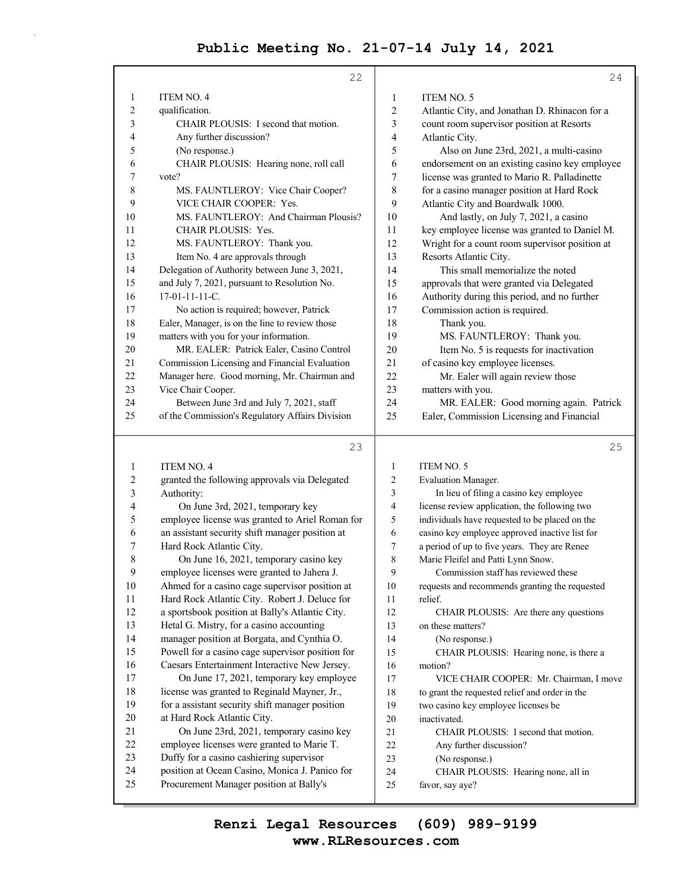ITEM NO. 4

qualification.

CHAIR PLOUSIS: I second that motion.

Any further discussion?

(No response.)

CHAIR PLOUSIS: Hearing none, roll call vote?

MS. FAUNTLEROY: Vice Chair Cooper?

VICE CHAIR COOPER: Yes.

MS. FAUNTLEROY: And Chairman Plousis?

CHAIR PLOUSIS: Yes.

MS. FAUNTLEROY: Thank you.

Item No. 4 are approvals through Delegation of Authority between June 3, 2021, and July 7, 2021, pursuant to Resolution No. 17-01-11-11-C.

No action is required; however, Patrick Ealer, Manager, is on the line to review those matters with you for your information.

MR. EALER: Patrick Ealer, Casino Control Commission Licensing and Financial Evaluation Manager here. Good morning, Mr. Chairman and Vice Chair Cooper.

Between June 3rd and July 7, 2021, staff of the Commission's Regulatory Affairs Division granted the following approvals via Delegated Authority:

On June 3rd, 2021, temporary key employee license was granted to Ariel Roman for an assistant security shift manager position at Hard Rock Atlantic City.

On June 16, 2021, temporary casino key employee licenses were granted to Jahera J. Ahmed for a casino cage supervisor position at Hard Rock Atlantic City. Robert J. Deluce for a sportsbook position at Bally's Atlantic City. Hetal G. Mistry, for a casino accounting manager position at Borgata, and Cynthia O. Powell for a casino cage supervisor position for Caesars Entertainment Interactive New Jersey.

On June 17, 2021, temporary key employee license was granted to Reginald Mayner, Jr., for a assistant security shift manager position at Hard Rock Atlantic City.

On June 23rd, 2021, temporary casino key employee licenses were granted to Marie T. Duffy for a casino cashiering supervisor position at Ocean Casino, Monica J. Panico for Procurement Manager position at Bally's Atlantic City, and Jonathan D. Rhinacon for a count room supervisor position at Resorts Atlantic City.

Also on June 23rd, 2021, a multi-casino endorsement on an existing casino key employee license was granted to Mario R. Palladinette for a casino manager position at Hard Rock Atlantic City and Boardwalk 1000.

And lastly, on July 7, 2021, a casino key employee license was granted to Daniel M. Wright for a count room supervisor position at Resorts Atlantic City.

This small memorialize the noted approvals that were granted via Delegated Authority during this period, and no further Commission action is required.

Thank you.

MS. FAUNTLEROY: Thank you.

ITEM NO. 5

Item No. 5 is requests for inactivation of casino key employee licenses.

Mr. Ealer will again review those matters with you.

MR. EALER: Good morning again. Patrick Ealer, Commission Licensing and Financial Evaluation Manager.

In lieu of filing a casino key employee license review application, the following two individuals have requested to be placed on the casino key employee approved inactive list for a period of up to five years. They are Renee Marie Fleifel and Patti Lynn Snow.

Commission staff has reviewed these requests and recommends granting the requested relief.

CHAIR PLOUSIS: Are there any questions on these matters?

(No response.)

CHAIR PLOUSIS: Hearing none, is there a motion?

VICE CHAIR COOPER: Mr. Chairman, I move to grant the requested relief and order in the two casino key employee licenses be inactivated.

CHAIR PLOUSIS: I second that motion.

Any further discussion?

(No response.)

CHAIR PLOUSIS: Hearing none, all in favor, say aye?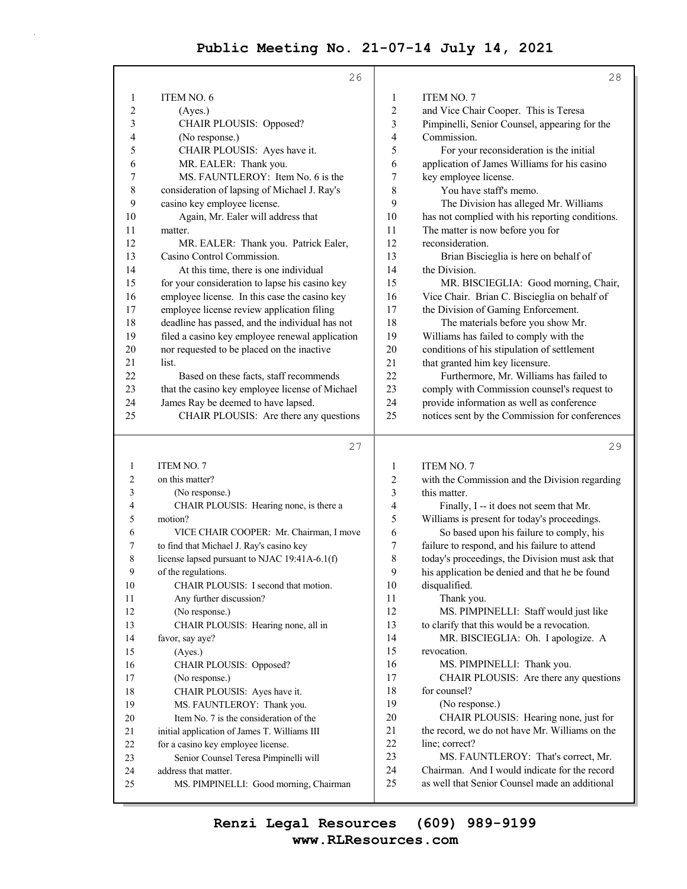ITEM NO. 6

(Ayes.)

CHAIR PLOUSIS: Opposed?

(No response.)

CHAIR PLOUSIS: Ayes have it.

MR. EALER: Thank you.

MS. FAUNTLEROY: Item No. 6 is the consideration of lapsing of Michael J. Ray's casino key employee license.

Again, Mr. Ealer will address that matter.

MR. EALER: Thank you. Patrick Ealer, Casino Control Commission.

At this time, there is one individual for your consideration to lapse his casino key employee license. In this case the casino key employee license review application filing deadline has passed, and the individual has not filed a casino key employee renewal application nor requested to be placed on the inactive list.

Based on these facts, staff recommends that the casino key employee license of Michael James Ray be deemed to have lapsed.

CHAIR PLOUSIS: Are there any questions

ITEM NO. 7

on this matter?

(No response.)

CHAIR PLOUSIS: Hearing none, is there a motion?

VICE CHAIR COOPER: Mr. Chairman, I move to find that Michael J. Ray's casino key license lapsed pursuant to NJAC 19:41A-6.1(f) of the regulations.

CHAIR PLOUSIS: I second that motion.

Any further discussion?

(No response.)

CHAIR PLOUSIS: Hearing none, all in favor, say aye?

(Ayes.)

CHAIR PLOUSIS: Opposed?

(No response.)

CHAIR PLOUSIS: Ayes have it.

MS. FAUNTLEROY: Thank you.

Item No. 7 is the consideration of the initial application of James T. Williams III for a casino key employee license.

Senior Counsel Teresa Pimpinelli will address that matter.

MS. PIMPINELLI: Good morning, Chairman

ITEM NO. 7

and Vice Chair Cooper. This is Teresa Pimpinelli, Senior Counsel, appearing for the Commission.

For your reconsideration is the initial application of James Williams for his casino key employee license.

You have staff's memo.

The Division has alleged Mr. Williams has not complied with his reporting conditions. The matter is now before you for reconsideration.

Brian Biscieglia is here on behalf of the Division.

MR. BISCIEGLIA: Good morning, Chair, Vice Chair. Brian C. Biscieglia on behalf of the Division of Gaming Enforcement.

The materials before you show Mr. Williams has failed to comply with the conditions of his stipulation of settlement that granted him key licensure.

Furthermore, Mr. Williams has failed to comply with Commission counsel's request to provide information as well as conference notices sent by the Commission for conferences

ITEM NO. 7

with the Commission and the Division regarding this matter.

Finally, I -- it does not seem that Mr. Williams is present for today's proceedings.

So based upon his failure to comply, his failure to respond, and his failure to attend today's proceedings, the Division must ask that his application be denied and that he be found disqualified.

Thank you.

MS. PIMPINELLI: Staff would just like to clarify that this would be a revocation.

MR. BISCIEGLIA: Oh. I apologize. A revocation.

MS. PIMPINELLI: Thank you.

CHAIR PLOUSIS: Are there any questions for counsel?

(No response.)

CHAIR PLOUSIS: Hearing none, just for the record, we do not have Mr. Williams on the line; correct?

MS. FAUNTLEROY: That's correct, Mr. Chairman. And I would indicate for the record as well that Senior Counsel made an additional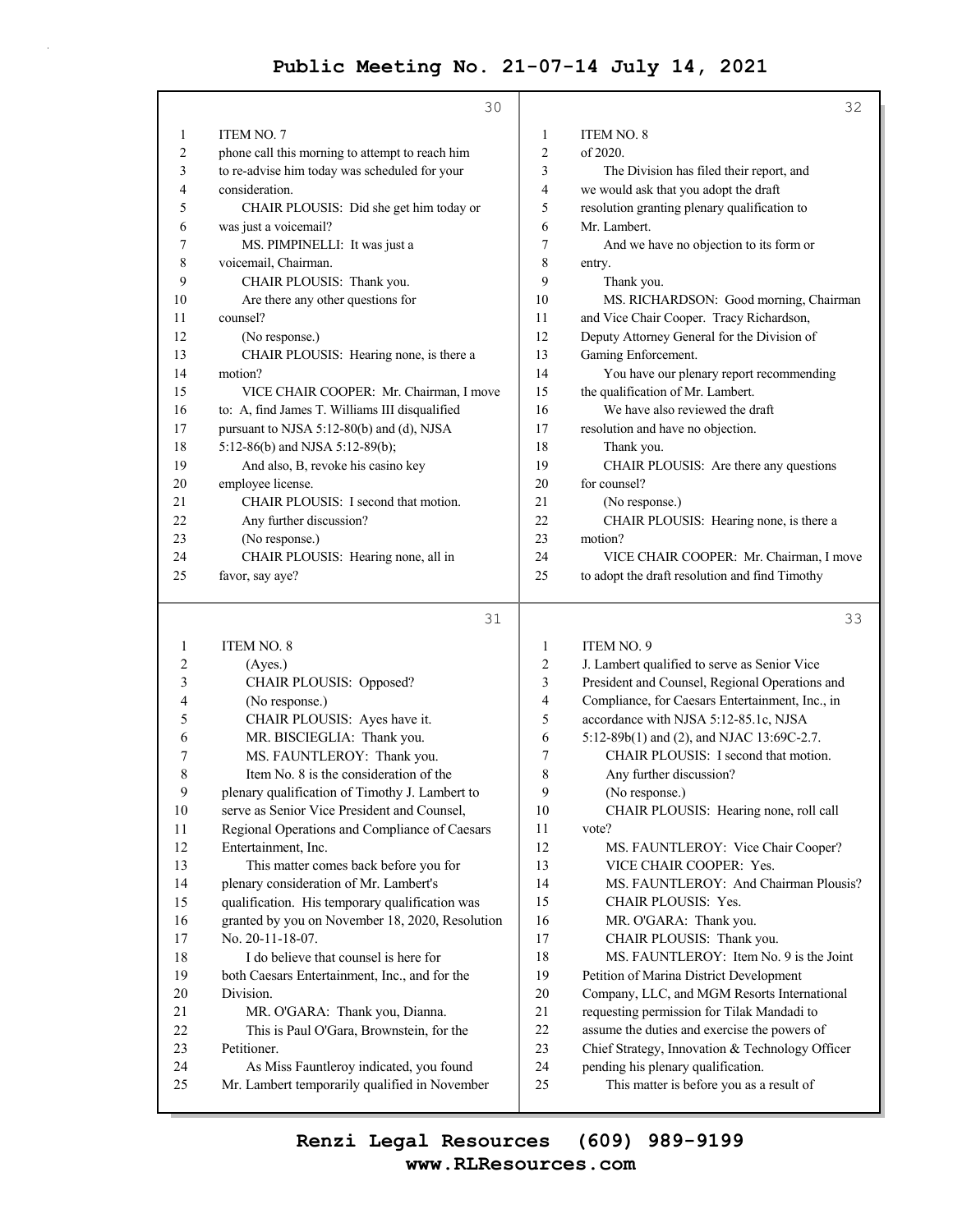ITEM NO. 7

phone call this morning to attempt to reach him to re-advise him today was scheduled for your consideration.

CHAIR PLOUSIS: Did she get him today or was just a voicemail?

MS. PIMPINELLI: It was just a voicemail, Chairman.

CHAIR PLOUSIS: Thank you.

Are there any other questions for counsel?

(No response.)

CHAIR PLOUSIS: Hearing none, is there a motion?

VICE CHAIR COOPER: Mr. Chairman, I move to: A, find James T. Williams III disqualified pursuant to NJSA 5:12-80(b) and (d), NJSA 5:12-86(b) and NJSA 5:12-89(b);

And also, B, revoke his casino key employee license.

CHAIR PLOUSIS: I second that motion.

Any further discussion?

(No response.)

CHAIR PLOUSIS: Hearing none, all in favor, say aye?

ITEM NO. 8

(Ayes.)

CHAIR PLOUSIS: Opposed?

(No response.)

CHAIR PLOUSIS: Ayes have it.

MR. BISCIEGLIA: Thank you.

MS. FAUNTLEROY: Thank you.

Item No. 8 is the consideration of the plenary qualification of Timothy J. Lambert to serve as Senior Vice President and Counsel, Regional Operations and Compliance of Caesars Entertainment, Inc.

This matter comes back before you for plenary consideration of Mr. Lambert's qualification. His temporary qualification was granted by you on November 18, 2020, Resolution No. 20-11-18-07.

I do believe that counsel is here for both Caesars Entertainment, Inc., and for the Division.

MR. O'GARA: Thank you, Dianna.

This is Paul O'Gara, Brownstein, for the Petitioner.

As Miss Fauntleroy indicated, you found Mr. Lambert temporarily qualified in November

ITEM NO. 8

of 2020.

The Division has filed their report, and we would ask that you adopt the draft resolution granting plenary qualification to Mr. Lambert.

And we have no objection to its form or entry.

Thank you.

MS. RICHARDSON: Good morning, Chairman and Vice Chair Cooper. Tracy Richardson, Deputy Attorney General for the Division of Gaming Enforcement.

You have our plenary report recommending the qualification of Mr. Lambert.

We have also reviewed the draft resolution and have no objection.

Thank you.

CHAIR PLOUSIS: Are there any questions for counsel?

(No response.)

CHAIR PLOUSIS: Hearing none, is there a motion?

VICE CHAIR COOPER: Mr. Chairman, I move to adopt the draft resolution and find Timothy

ITEM NO. 9

J. Lambert qualified to serve as Senior Vice President and Counsel, Regional Operations and Compliance, for Caesars Entertainment, Inc., in accordance with NJSA 5:12-85.1c, NJSA 5:12-89b(1) and (2), and NJAC 13:69C-2.7.

CHAIR PLOUSIS: I second that motion.

Any further discussion?

(No response.)

CHAIR PLOUSIS: Hearing none, roll call vote?

MS. FAUNTLEROY: Vice Chair Cooper?

VICE CHAIR COOPER: Yes.

MS. FAUNTLEROY: And Chairman Plousis?

CHAIR PLOUSIS: Yes.

MR. O'GARA: Thank you.

CHAIR PLOUSIS: Thank you.

MS. FAUNTLEROY: Item No. 9 is the Joint Petition of Marina District Development Company, LLC, and MGM Resorts International requesting permission for Tilak Mandadi to assume the duties and exercise the powers of Chief Strategy, Innovation & Technology Officer pending his plenary qualification.

This matter is before you as a result of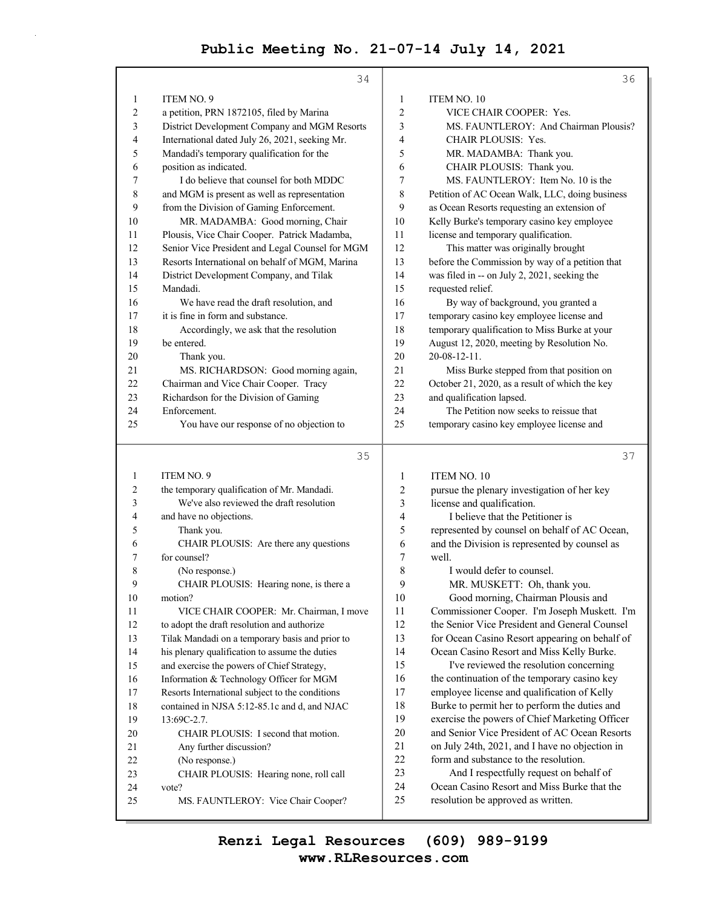34

ITEM NO. 9

a petition, PRN 1872105, filed by Marina District Development Company and MGM Resorts International dated July 26, 2021, seeking Mr. Mandadi's temporary qualification for the position as indicated.

I do believe that counsel for both MDDC and MGM is present as well as representation from the Division of Gaming Enforcement.

MR. MADAMBA: Good morning, Chair Plousis, Vice Chair Cooper. Patrick Madamba, Senior Vice President and Legal Counsel for MGM Resorts International on behalf of MGM, Marina District Development Company, and Tilak Mandadi.

We have read the draft resolution, and it is fine in form and substance.

Accordingly, we ask that the resolution be entered.

Thank you.

MS. RICHARDSON: Good morning again, Chairman and Vice Chair Cooper. Tracy Richardson for the Division of Gaming Enforcement.

You have our response of no objection to

35

ITEM NO. 9

the temporary qualification of Mr. Mandadi.

We've also reviewed the draft resolution and have no objections.

Thank you.

CHAIR PLOUSIS: Are there any questions for counsel?

(No response.)

CHAIR PLOUSIS: Hearing none, is there a motion?

VICE CHAIR COOPER: Mr. Chairman, I move to adopt the draft resolution and authorize Tilak Mandadi on a temporary basis and prior to his plenary qualification to assume the duties and exercise the powers of Chief Strategy, Information & Technology Officer for MGM Resorts International subject to the conditions contained in NJSA 5:12-85.1c and d, and NJAC 13:69C-2.7.

CHAIR PLOUSIS: I second that motion.

Any further discussion?

(No response.)

CHAIR PLOUSIS: Hearing none, roll call vote?

MS. FAUNTLEROY: Vice Chair Cooper?

36

ITEM NO. 10

VICE CHAIR COOPER: Yes.

MS. FAUNTLEROY: And Chairman Plousis?

CHAIR PLOUSIS: Yes.

MR. MADAMBA: Thank you.

CHAIR PLOUSIS: Thank you.

MS. FAUNTLEROY: Item No. 10 is the Petition of AC Ocean Walk, LLC, doing business as Ocean Resorts requesting an extension of Kelly Burke's temporary casino key employee license and temporary qualification.

This matter was originally brought before the Commission by way of a petition that was filed in -- on July 2, 2021, seeking the requested relief.

By way of background, you granted a temporary casino key employee license and temporary qualification to Miss Burke at your August 12, 2020, meeting by Resolution No. 20-08-12-11.

Miss Burke stepped from that position on October 21, 2020, as a result of which the key and qualification lapsed.

The Petition now seeks to reissue that temporary casino key employee license and

37

ITEM NO. 10

pursue the plenary investigation of her key license and qualification.

I believe that the Petitioner is represented by counsel on behalf of AC Ocean, and the Division is represented by counsel as well.

I would defer to counsel.

MR. MUSKETT: Oh, thank you.

Good morning, Chairman Plousis and Commissioner Cooper. I'm Joseph Muskett. I'm the Senior Vice President and General Counsel for Ocean Casino Resort appearing on behalf of Ocean Casino Resort and Miss Kelly Burke.

I've reviewed the resolution concerning the continuation of the temporary casino key employee license and qualification of Kelly Burke to permit her to perform the duties and exercise the powers of Chief Marketing Officer and Senior Vice President of AC Ocean Resorts on July 24th, 2021, and I have no objection in form and substance to the resolution.

And I respectfully request on behalf of Ocean Casino Resort and Miss Burke that the resolution be approved as written.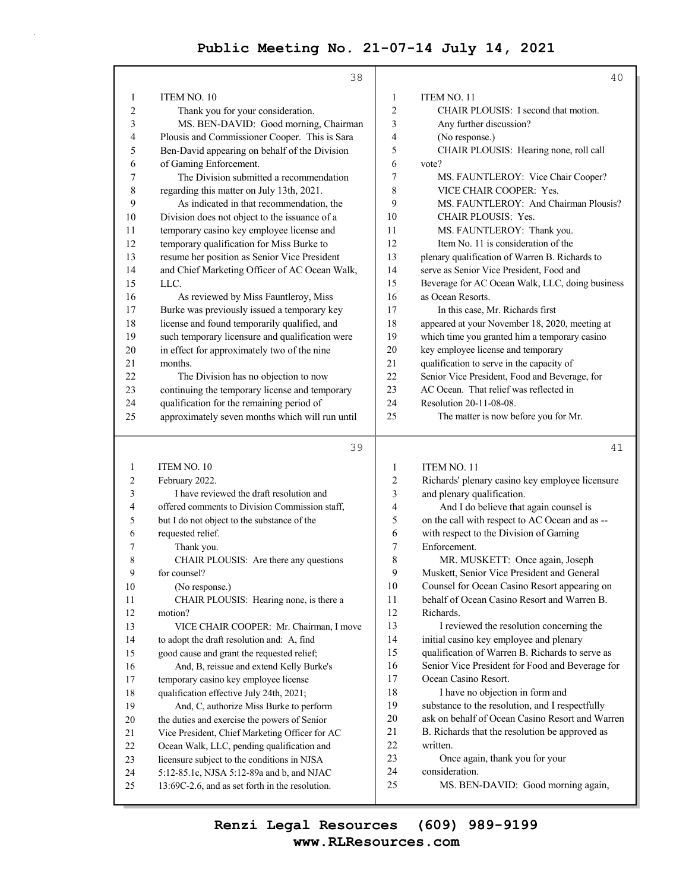ITEM NO. 10

Thank you for your consideration.

MS. BEN-DAVID: Good morning, Chairman Plousis and Commissioner Cooper. This is Sara Ben-David appearing on behalf of the Division of Gaming Enforcement.

The Division submitted a recommendation regarding this matter on July 13th, 2021.

As indicated in that recommendation, the Division does not object to the issuance of a temporary casino key employee license and temporary qualification for Miss Burke to resume her position as Senior Vice President and Chief Marketing Officer of AC Ocean Walk, LLC.

As reviewed by Miss Fauntleroy, Miss Burke was previously issued a temporary key license and found temporarily qualified, and such temporary licensure and qualification were in effect for approximately two of the nine months.

The Division has no objection to now continuing the temporary license and temporary qualification for the remaining period of approximately seven months which will run until February 2022.

I have reviewed the draft resolution and offered comments to Division Commission staff, but I do not object to the substance of the requested relief.

Thank you.

CHAIR PLOUSIS: Are there any questions for counsel?

(No response.)

CHAIR PLOUSIS: Hearing none, is there a motion?

VICE CHAIR COOPER: Mr. Chairman, I move to adopt the draft resolution and: A, find good cause and grant the requested relief;

And, B, reissue and extend Kelly Burke's temporary casino key employee license qualification effective July 24th, 2021;

And, C, authorize Miss Burke to perform the duties and exercise the powers of Senior Vice President, Chief Marketing Officer for AC Ocean Walk, LLC, pending qualification and licensure subject to the conditions in NJSA 5:12-85.1c, NJSA 5:12-89a and b, and NJAC 13:69C-2.6, and as set forth in the resolution.

ITEM NO. 11

CHAIR PLOUSIS: I second that motion.

Any further discussion?

(No response.)

CHAIR PLOUSIS: Hearing none, roll call vote?

MS. FAUNTLEROY: Vice Chair Cooper?

VICE CHAIR COOPER: Yes.

MS. FAUNTLEROY: And Chairman Plousis?

CHAIR PLOUSIS: Yes.

MS. FAUNTLEROY: Thank you.

Item No. 11 is consideration of the plenary qualification of Warren B. Richards to serve as Senior Vice President, Food and Beverage for AC Ocean Walk, LLC, doing business as Ocean Resorts.

In this case, Mr. Richards first appeared at your November 18, 2020, meeting at which time you granted him a temporary casino key employee license and temporary qualification to serve in the capacity of Senior Vice President, Food and Beverage, for AC Ocean. That relief was reflected in Resolution 20-11-08-08.

The matter is now before you for Mr. Richards' plenary casino key employee licensure and plenary qualification.

And I do believe that again counsel is on the call with respect to AC Ocean and as -- with respect to the Division of Gaming Enforcement.

MR. MUSKETT: Once again, Joseph Muskett, Senior Vice President and General Counsel for Ocean Casino Resort appearing on behalf of Ocean Casino Resort and Warren B. Richards.

I reviewed the resolution concerning the initial casino key employee and plenary qualification of Warren B. Richards to serve as Senior Vice President for Food and Beverage for Ocean Casino Resort.

I have no objection in form and substance to the resolution, and I respectfully ask on behalf of Ocean Casino Resort and Warren B. Richards that the resolution be approved as written.

Once again, thank you for your consideration.

MS. BEN-DAVID: Good morning again,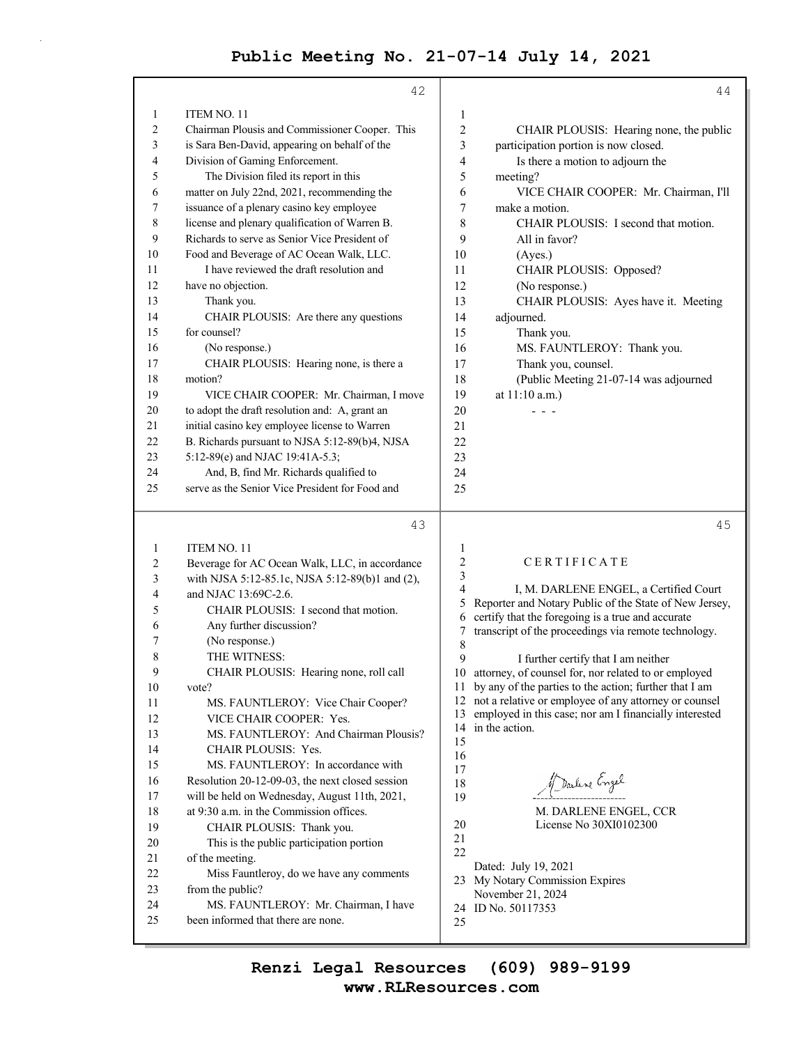42

ITEM NO. 11

Chairman Plousis and Commissioner Cooper. This is Sara Ben-David, appearing on behalf of the Division of Gaming Enforcement.

The Division filed its report in this matter on July 22nd, 2021, recommending the issuance of a plenary casino key employee license and plenary qualification of Warren B. Richards to serve as Senior Vice President of Food and Beverage of AC Ocean Walk, LLC.

I have reviewed the draft resolution and have no objection.

Thank you.

CHAIR PLOUSIS: Are there any questions for counsel?

(No response.)

CHAIR PLOUSIS: Hearing none, is there a motion?

VICE CHAIR COOPER: Mr. Chairman, I move to adopt the draft resolution and: A, grant an initial casino key employee license to Warren B. Richards pursuant to NJSA 5:12-89(b)4, NJSA 5:12-89(e) and NJAC 19:41A-5.3;

And, B, find Mr. Richards qualified to serve as the Senior Vice President for Food and

43

ITEM NO. 11

Beverage for AC Ocean Walk, LLC, in accordance with NJSA 5:12-85.1c, NJSA 5:12-89(b)1 and (2), and NJAC 13:69C-2.6.

CHAIR PLOUSIS: I second that motion.

Any further discussion?

(No response.)

THE WITNESS:

CHAIR PLOUSIS: Hearing none, roll call vote?

MS. FAUNTLEROY: Vice Chair Cooper?

VICE CHAIR COOPER: Yes.

MS. FAUNTLEROY: And Chairman Plousis?

CHAIR PLOUSIS: Yes.

MS. FAUNTLEROY: In accordance with Resolution 20-12-09-03, the next closed session will be held on Wednesday, August 11th, 2021, at 9:30 a.m. in the Commission offices.

CHAIR PLOUSIS: Thank you.

This is the public participation portion of the meeting.

Miss Fauntleroy, do we have any comments from the public?

MS. FAUNTLEROY: Mr. Chairman, I have been informed that there are none.

44

CHAIR PLOUSIS: Hearing none, the public participation portion is now closed.

Is there a motion to adjourn the meeting?

VICE CHAIR COOPER: Mr. Chairman, I'll make a motion.

CHAIR PLOUSIS: I second that motion.

All in favor?

(Ayes.)

CHAIR PLOUSIS: Opposed?

(No response.)

CHAIR PLOUSIS: Ayes have it. Meeting adjourned.

Thank you.

MS. FAUNTLEROY: Thank you.

Thank you, counsel.

(Public Meeting 21-07-14 was adjourned at 11:10 a.m.)

- - -

45

C E R T I F I C A T E

I, M. DARLENE ENGEL, a Certified Court Reporter and Notary Public of the State of New Jersey, certify that the foregoing is a true and accurate transcript of the proceedings via remote technology.

I further certify that I am neither attorney, of counsel for, nor related to or employed by any of the parties to the action; further that I am not a relative or employee of any attorney or counsel employed in this case; nor am I financially interested in the action.

M. DARLENE ENGEL, CCR
License No 30XI0102300

Dated: July 19, 2021
My Notary Commission Expires November 21, 2024
ID No. 50117353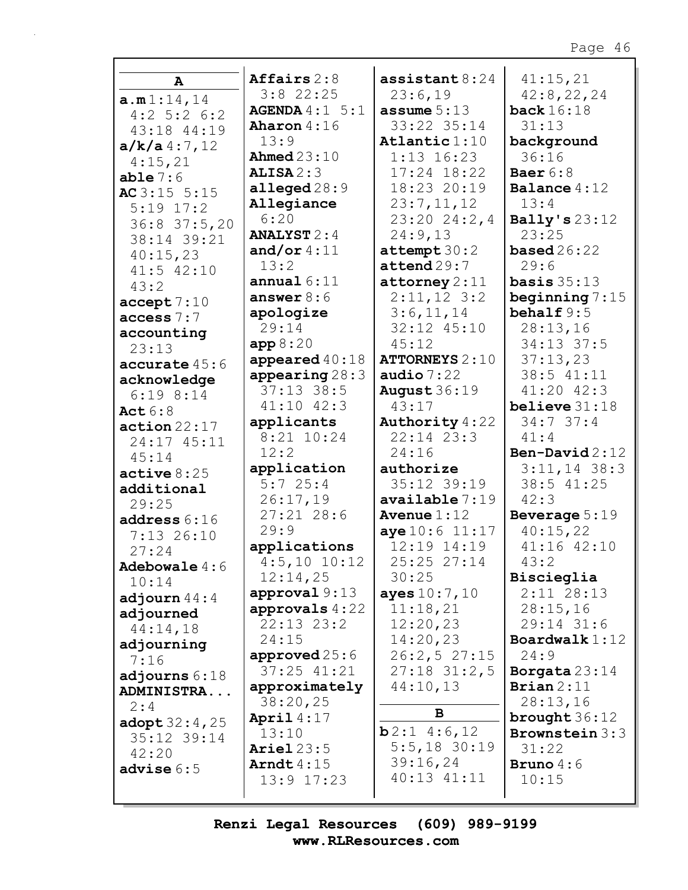## A

**a.m** 1:14,14 4:2 5:2 6:2 43:18 44:19
**a/k/a** 4:7,12 4:15,21
**able** 7:6
**AC** 3:15 5:15 5:19 17:2 36:8 37:5,20 38:14 39:21 40:15,23 41:5 42:10 43:2
**accept** 7:10
**access** 7:7
**accounting** 23:13
**accurate** 45:6
**acknowledge** 6:19 8:14
**Act** 6:8
**action** 22:17 24:17 45:11 45:14
**active** 8:25
**additional** 29:25
**address** 6:16 7:13 26:10 27:24
**Adebowale** 4:6 10:14
**adjourn** 44:4
**adjourned** 44:14,18
**adjourning** 7:16
**adjourns** 6:18
**ADMINISTRA...** 2:4
**adopt** 32:4,25 35:12 39:14 42:20
**advise** 6:5
**Affairs** 2:8 3:8 22:25
**AGENDA** 4:1 5:1
**Aharon** 4:16 13:9
**Ahmed** 23:10
**ALISA** 2:3
**alleged** 28:9
**Allegiance** 6:20
**ANALYST** 2:4
**and/or** 4:11 13:2
**annual** 6:11
**answer** 8:6
**apologize** 29:14
**app** 8:20
**appeared** 40:18
**appearing** 28:3 37:13 38:5 41:10 42:3
**applicants** 8:21 10:24 12:2
**application** 5:7 25:4 26:17,19 27:21 28:6 29:9
**applications** 4:5,10 10:12 12:14,25
**approval** 9:13
**approvals** 4:22 22:13 23:2 24:15
**approved** 25:6 37:25 41:21
**approximately** 38:20,25
**April** 4:17 13:10
**Ariel** 23:5
**Arndt** 4:15 13:9 17:23
**assistant** 8:24 23:6,19
**assume** 5:13 33:22 35:14
**Atlantic** 1:10 1:13 16:23 17:24 18:22 18:23 20:19 23:7,11,12 23:20 24:2,4 24:9,13
**attempt** 30:2
**attend** 29:7
**attorney** 2:11 2:11,12 3:2 3:6,11,14 32:12 45:10 45:12
**ATTORNEYS** 2:10
**audio** 7:22
**August** 36:19 43:17
**Authority** 4:22 22:14 23:3 24:16
**authorize** 35:12 39:19
**available** 7:19
**Avenue** 1:12
**aye** 10:6 11:17 12:19 14:19 25:25 27:14 30:25
**ayes** 10:7,10 11:18,21 12:20,23 14:20,23 26:2,5 27:15 27:18 31:2,5 44:10,13

## B

**b** 2:1 4:6,12 5:5,18 30:19 39:16,24 40:13 41:11 41:15,21 42:8,22,24
**back** 16:18 31:13
**background** 36:16
**Baer** 6:8
**Balance** 4:12 13:4
**Bally's** 23:12 23:25
**based** 26:22 29:6
**basis** 35:13
**beginning** 7:15
**behalf** 9:5 28:13,16 34:13 37:5 37:13,23 38:5 41:11 41:20 42:3
**believe** 31:18 34:7 37:4 41:4
**Ben-David** 2:12 3:11,14 38:3 38:5 41:25 42:3
**Beverage** 5:19 40:15,22 41:16 42:10 43:2
**Biscieglia** 2:11 28:13 28:15,16 29:14 31:6
**Boardwalk** 1:12 24:9
**Borgata** 23:14
**Brian** 2:11 28:13,16
**brought** 36:12
**Brownstein** 3:3 31:22
**Bruno** 4:6 10:15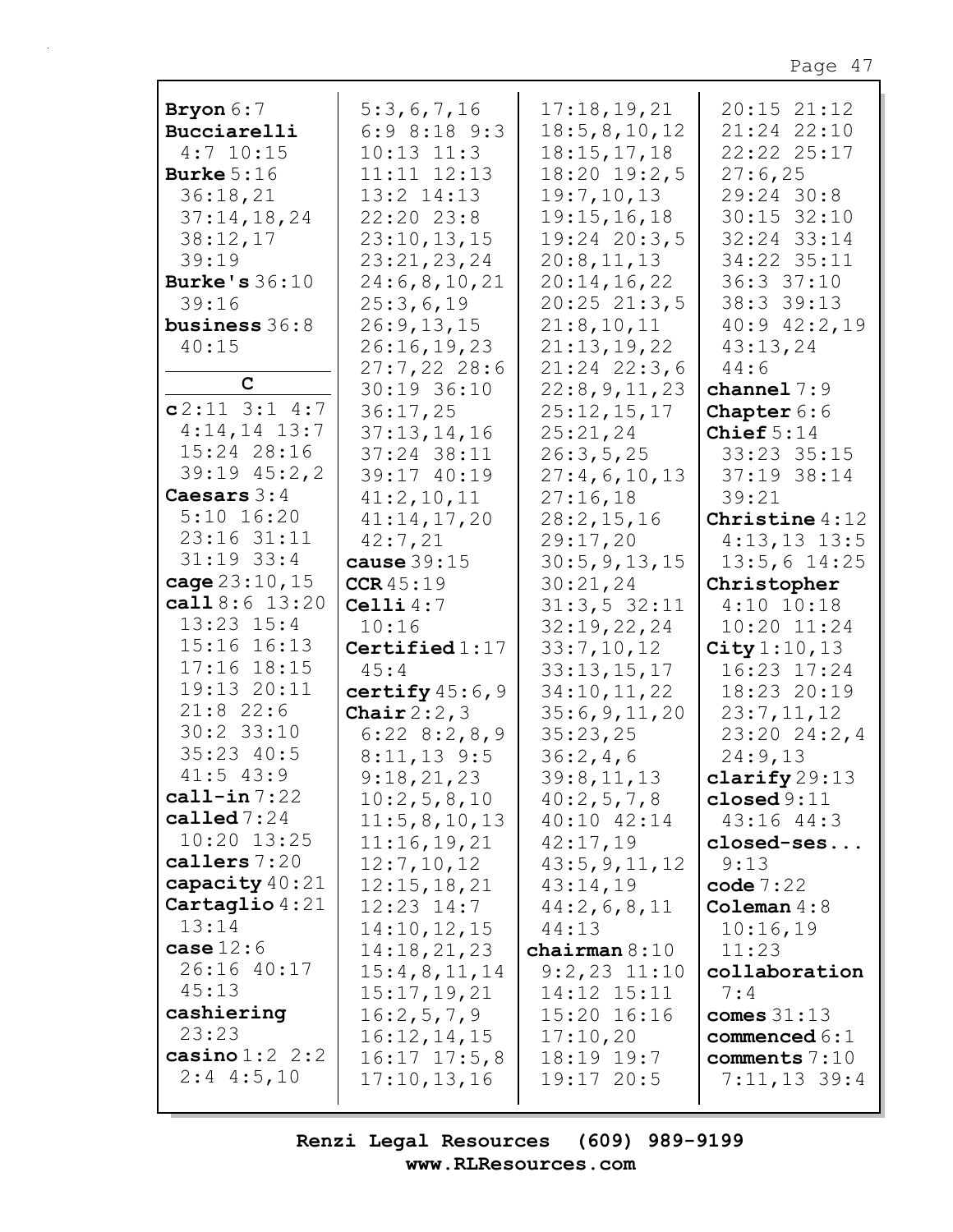**Bryon** 6:7
**Bucciarelli** 4:7 10:15
**Burke** 5:16 36:18,21 37:14,18,24 38:12,17 39:19
**Burke's** 36:10 39:16
**business** 36:8 40:15

**C**

**c** 2:11 3:1 4:7 4:14,14 13:7 15:24 28:16 39:19 45:2,2
**Caesars** 3:4 5:10 16:20 23:16 31:11 31:19 33:4
**cage** 23:10,15
**call** 8:6 13:20 13:23 15:4 15:16 16:13 17:16 18:15 19:13 20:11 21:8 22:6 30:2 33:10 35:23 40:5 41:5 43:9
**call-in** 7:22
**called** 7:24 10:20 13:25
**callers** 7:20
**capacity** 40:21
**Cartaglio** 4:21 13:14
**case** 12:6 26:16 40:17 45:13
**cashiering** 23:23
**casino** 1:2 2:2 2:4 4:5,10 5:3,6,7,16 6:9 8:18 9:3 10:13 11:3 11:11 12:13 13:2 14:13 22:20 23:8 23:10,13,15 23:21,23,24 24:6,8,10,21 25:3,6,19 26:9,13,15 26:16,19,23 27:7,22 28:6 30:19 36:10 36:17,25 37:13,14,16 37:24 38:11 39:17 40:19 41:2,10,11 41:14,17,20 42:7,21
**cause** 39:15
**CCR** 45:19
**Celli** 4:7 10:16
**Certified** 1:17 45:4
**certify** 45:6,9
**Chair** 2:2,3 6:22 8:2,8,9 8:11,13 9:5 9:18,21,23 10:2,5,8,10 11:5,8,10,13 11:16,19,21 12:7,10,12 12:15,18,21 12:23 14:7 14:10,12,15 14:18,21,23 15:4,8,11,14 15:17,19,21 16:2,5,7,9 16:12,14,15 16:17 17:5,8 17:10,13,16 17:18,19,21 18:5,8,10,12 18:15,17,18 18:20 19:2,5 19:7,10,13 19:15,16,18 19:24 20:3,5 20:8,11,13 20:14,16,22 20:25 21:3,5 21:8,10,11 21:13,19,22 21:24 22:3,6 22:8,9,11,23 25:12,15,17 25:21,24 26:3,5,25 27:4,6,10,13 27:16,18 28:2,15,16 29:17,20 30:5,9,13,15 30:21,24 31:3,5 32:11 32:19,22,24 33:7,10,12 33:13,15,17 34:10,11,22 35:6,9,11,20 35:23,25 36:2,4,6 39:8,11,13 40:2,5,7,8 40:10 42:14 42:17,19 43:5,9,11,12 43:14,19 44:2,6,8,11 44:13
**chairman** 8:10 9:2,23 11:10 14:12 15:11 15:20 16:16 17:10,20 18:19 19:7 19:17 20:5 20:15 21:12 21:24 22:10 22:22 25:17 27:6,25 29:24 30:8 30:15 32:10 32:24 33:14 34:22 35:11 36:3 37:10 38:3 39:13 40:9 42:2,19 43:13,24 44:6
**channel** 7:9
**Chapter** 6:6
**Chief** 5:14 33:23 35:15 37:19 38:14 39:21
**Christine** 4:12 4:13,13 13:5 13:5,6 14:25
**Christopher** 4:10 10:18 10:20 11:24
**City** 1:10,13 16:23 17:24 18:23 20:19 23:7,11,12 23:20 24:2,4 24:9,13
**clarify** 29:13
**closed** 9:11 43:16 44:3
**closed-ses...** 9:13
**code** 7:22
**Coleman** 4:8 10:16,19 11:23
**collaboration** 7:4
**comes** 31:13
**commenced** 6:1
**comments** 7:10 7:11,13 39:4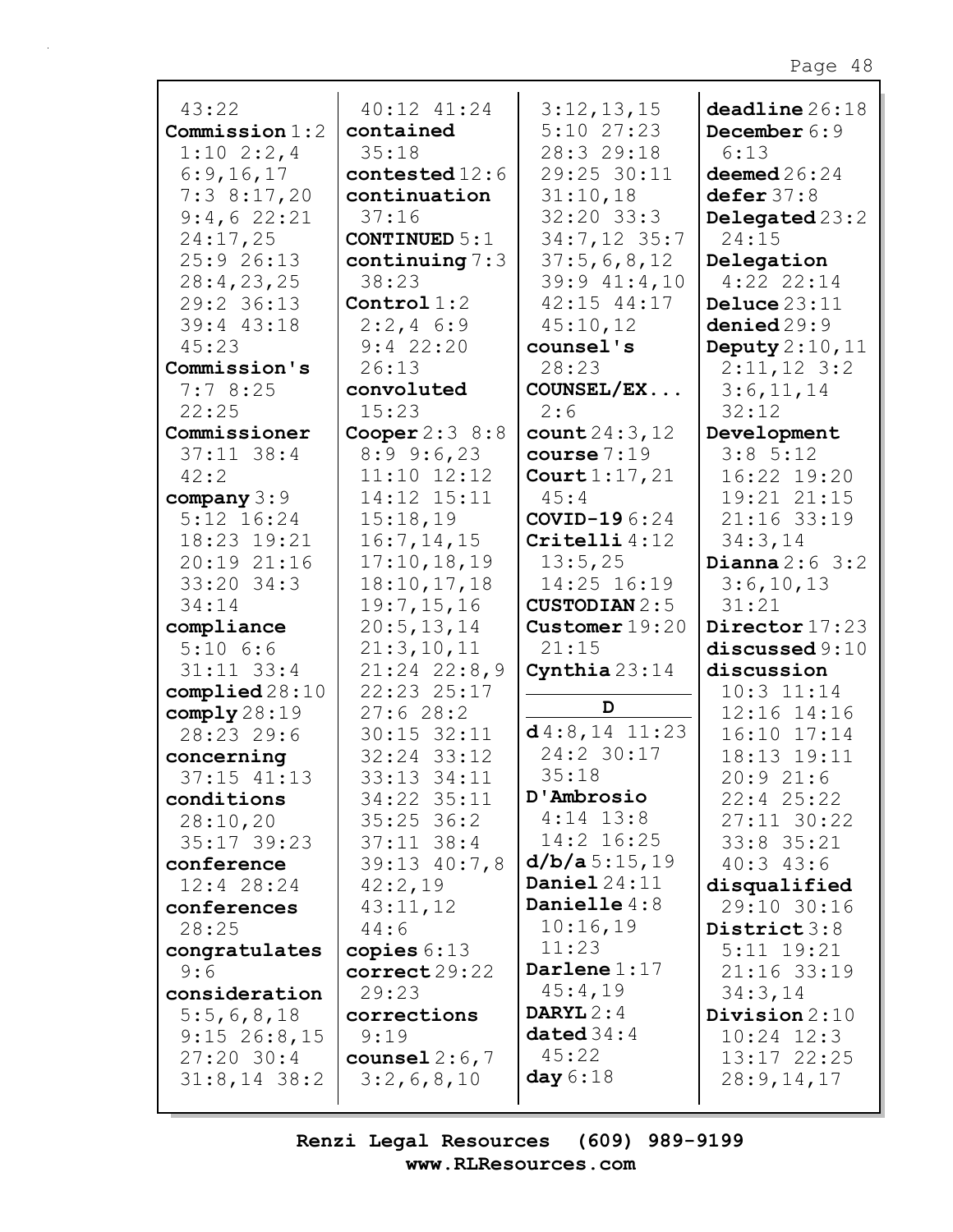43:22
**Commission** 1:2 1:10 2:2,4 6:9,16,17 7:3 8:17,20 9:4,6 22:21 24:17,25 25:9 26:13 28:4,23,25 29:2 36:13 39:4 43:18 45:23
**Commission's** 7:7 8:25 22:25
**Commissioner** 37:11 38:4 42:2
**company** 3:9 5:12 16:24 18:23 19:21 20:19 21:16 33:20 34:3 34:14
**compliance** 5:10 6:6 31:11 33:4
**complied** 28:10
**comply** 28:19 28:23 29:6
**concerning** 37:15 41:13
**conditions** 28:10,20 35:17 39:23
**conference** 12:4 28:24
**conferences** 28:25
**congratulates** 9:6
**consideration** 5:5,6,8,18 9:15 26:8,15 27:20 30:4 31:8,14 38:2

40:12 41:24
**contained** 35:18
**contested** 12:6
**continuation** 37:16
**CONTINUED** 5:1
**continuing** 7:3 38:23
**Control** 1:2 2:2,4 6:9 9:4 22:20 26:13
**convoluted** 15:23
**Cooper** 2:3 8:8 8:9 9:6,23 11:10 12:12 14:12 15:11 15:18,19 16:7,14,15 17:10,18,19 18:10,17,18 19:7,15,16 20:5,13,14 21:3,10,11 21:24 22:8,9 22:23 25:17 27:6 28:2 30:15 32:11 32:24 33:12 33:13 34:11 34:22 35:11 35:25 36:2 37:11 38:4 39:13 40:7,8 42:2,19 43:11,12 44:6
**copies** 6:13
**correct** 29:22 29:23
**corrections** 9:19
**counsel** 2:6,7 3:2,6,8,10

3:12,13,15 5:10 27:23 28:3 29:18 29:25 30:11 31:10,18 32:20 33:3 34:7,12 35:7 37:5,6,8,12 39:9 41:4,10 42:15 44:17 45:10,12
**counsel's** 28:23
**COUNSEL/EX...** 2:6
**count** 24:3,12
**course** 7:19
**Court** 1:17,21 45:4
**COVID-19** 6:24
**Critelli** 4:12 13:5,25 14:25 16:19
**CUSTODIAN** 2:5
**Customer** 19:20 21:15
**Cynthia** 23:14

**D**

**d** 4:8,14 11:23 24:2 30:17 35:18
**D'Ambrosio** 4:14 13:8 14:2 16:25
**d/b/a** 5:15,19
**Daniel** 24:11
**Danielle** 4:8 10:16,19 11:23
**Darlene** 1:17 45:4,19
**DARYL** 2:4
**dated** 34:4 45:22
**day** 6:18

**deadline** 26:18
**December** 6:9 6:13
**deemed** 26:24
**defer** 37:8
**Delegated** 23:2 24:15
**Delegation** 4:22 22:14
**Deluce** 23:11
**denied** 29:9
**Deputy** 2:10,11 2:11,12 3:2 3:6,11,14 32:12
**Development** 3:8 5:12 16:22 19:20 19:21 21:15 21:16 33:19 34:3,14
**Dianna** 2:6 3:2 3:6,10,13 31:21
**Director** 17:23
**discussed** 9:10
**discussion** 10:3 11:14 12:16 14:16 16:10 17:14 18:13 19:11 20:9 21:6 22:4 25:22 27:11 30:22 33:8 35:21 40:3 43:6
**disqualified** 29:10 30:16
**District** 3:8 5:11 19:21 21:16 33:19 34:3,14
**Division** 2:10 10:24 12:3 13:17 22:25 28:9,14,17

**Renzi Legal Resources (609) 989-9199**
**www.RLResources.com**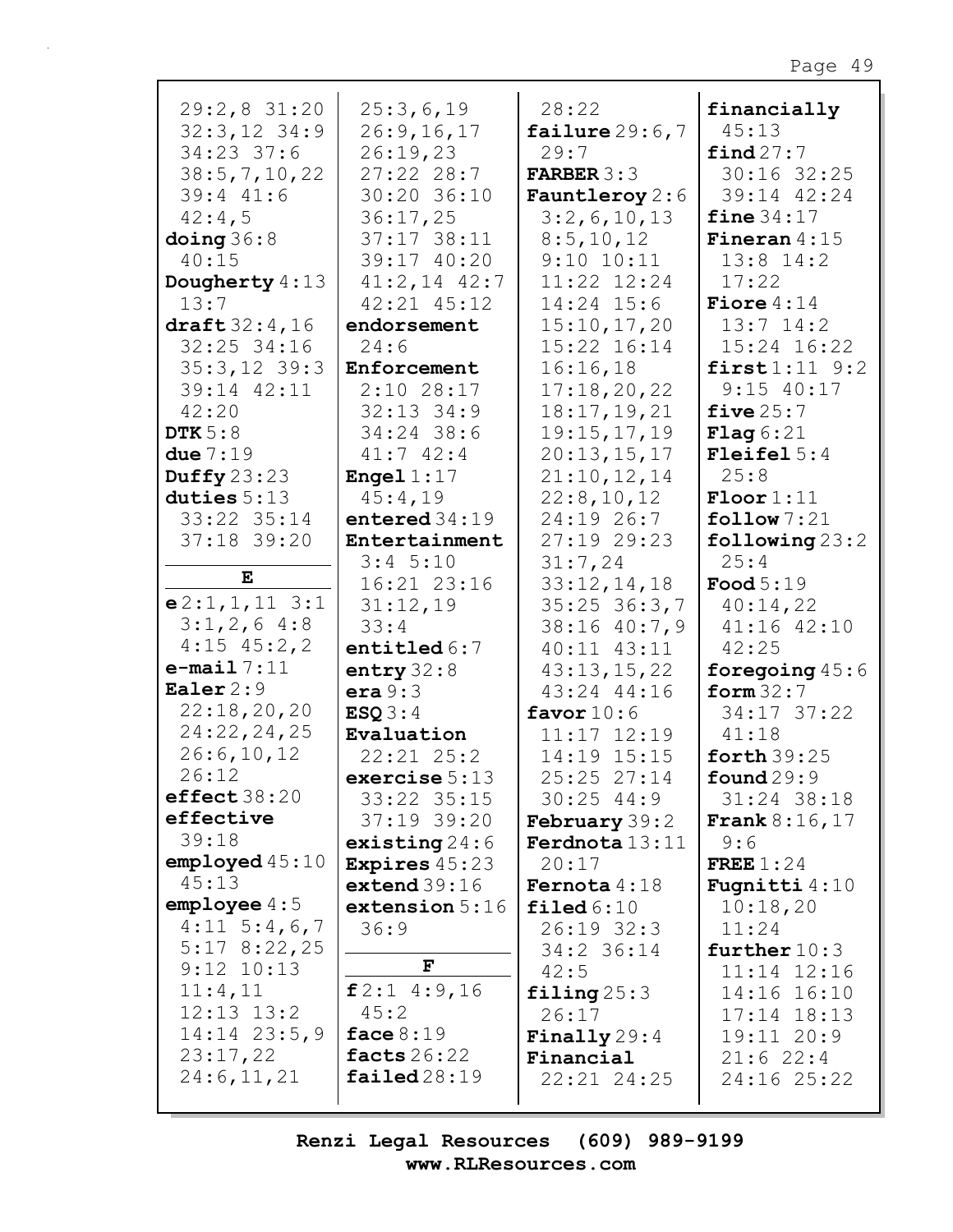29:2,8 31:20 32:3,12 34:9 34:23 37:6 38:5,7,10,22 39:4 41:6 42:4,5
**doing** 36:8 40:15
**Dougherty** 4:13 13:7
**draft** 32:4,16 32:25 34:16 35:3,12 39:3 39:14 42:11 42:20
**DTK** 5:8
**due** 7:19
**Duffy** 23:23
**duties** 5:13 33:22 35:14 37:18 39:20

**E**

**e** 2:1,1,11 3:1 3:1,2,6 4:8 4:15 45:2,2
**e-mail** 7:11
**Ealer** 2:9 22:18,20,20 24:22,24,25 26:6,10,12 26:12
**effect** 38:20
**effective** 39:18
**employed** 45:10 45:13
**employee** 4:5 4:11 5:4,6,7 5:17 8:22,25 9:12 10:13 11:4,11 12:13 13:2 14:14 23:5,9 23:17,22 24:6,11,21 25:3,6,19 26:9,16,17 26:19,23 27:22 28:7 30:20 36:10 36:17,25 37:17 38:11 39:17 40:20 41:2,14 42:7 42:21 45:12
**endorsement** 24:6
**Enforcement** 2:10 28:17 32:13 34:9 34:24 38:6 41:7 42:4
**Engel** 1:17 45:4,19
**entered** 34:19
**Entertainment** 3:4 5:10 16:21 23:16 31:12,19 33:4
**entitled** 6:7
**entry** 32:8
**era** 9:3
**ESQ** 3:4
**Evaluation** 22:21 25:2
**exercise** 5:13 33:22 35:15 37:19 39:20
**existing** 24:6
**Expires** 45:23
**extend** 39:16
**extension** 5:16 36:9

**F**

**f** 2:1 4:9,16 45:2
**face** 8:19
**facts** 26:22
**failed** 28:19 28:22
**failure** 29:6,7 29:7
**FARBER** 3:3
**Fauntleroy** 2:6 3:2,6,10,13 8:5,10,12 9:10 10:11 11:22 12:24 14:24 15:6 15:10,17,20 15:22 16:14 16:16,18 17:18,20,22 18:17,19,21 19:15,17,19 20:13,15,17 21:10,12,14 22:8,10,12 24:19 26:7 27:19 29:23 31:7,24 33:12,14,18 35:25 36:3,7 38:16 40:7,9 40:11 43:11 43:13,15,22 43:24 44:16
**favor** 10:6 11:17 12:19 14:19 15:15 25:25 27:14 30:25 44:9
**February** 39:2
**Ferdnota** 13:11 20:17
**Fernota** 4:18
**filed** 6:10 26:19 32:3 34:2 36:14 42:5
**filing** 25:3 26:17
**Finally** 29:4
**Financial** 22:21 24:25
**financially** 45:13
**find** 27:7 30:16 32:25 39:14 42:24
**fine** 34:17
**Fineran** 4:15 13:8 14:2 17:22
**Fiore** 4:14 13:7 14:2 15:24 16:22
**first** 1:11 9:2 9:15 40:17
**five** 25:7
**Flag** 6:21
**Fleifel** 5:4 25:8
**Floor** 1:11
**follow** 7:21
**following** 23:2 25:4
**Food** 5:19 40:14,22 41:16 42:10 42:25
**foregoing** 45:6
**form** 32:7 34:17 37:22 41:18
**forth** 39:25
**found** 29:9 31:24 38:18
**Frank** 8:16,17 9:6
**FREE** 1:24
**Fugnitti** 4:10 10:18,20 11:24
**further** 10:3 11:14 12:16 14:16 16:10 17:14 18:13 19:11 20:9 21:6 22:4 24:16 25:22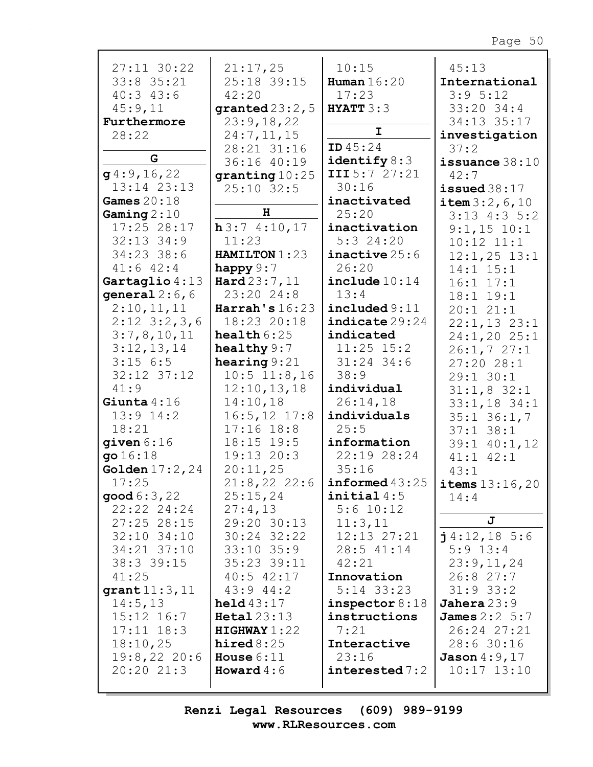27:11 30:22
33:8 35:21
40:3 43:6
45:9,11

**Furthermore**
28:22

**G**

**g** 4:9,16,22
13:14 23:13

**Games** 20:18

**Gaming** 2:10
17:25 28:17
32:13 34:9
34:23 38:6
41:6 42:4

**Gartaglio** 4:13

**general** 2:6,6
2:10,11,11
2:12 3:2,3,6
3:7,8,10,11
3:12,13,14
3:15 6:5
32:12 37:12
41:9

**Giunta** 4:16
13:9 14:2
18:21

**given** 6:16

**go** 16:18

**Golden** 17:2,24
17:25

**good** 6:3,22
22:22 24:24
27:25 28:15
32:10 34:10
34:21 37:10
38:3 39:15
41:25

**grant** 11:3,11
14:5,13
15:12 16:7
17:11 18:3
18:10,25
19:8,22 20:6
20:20 21:3
21:17,25
25:18 39:15
42:20

**granted** 23:2,5
23:9,18,22
24:7,11,15
28:21 31:16
36:16 40:19

**granting** 10:25
25:10 32:5

**H**

**h** 3:7 4:10,17
11:23

**HAMILTON** 1:23

**happy** 9:7

**Hard** 23:7,11
23:20 24:8

**Harrah's** 16:23
18:23 20:18

**health** 6:25

**healthy** 9:7

**hearing** 9:21
10:5 11:8,16
12:10,13,18
14:10,18
16:5,12 17:8
17:16 18:8
18:15 19:5
19:13 20:3
20:11,25
21:8,22 22:6
25:15,24
27:4,13
29:20 30:13
30:24 32:22
33:10 35:9
35:23 39:11
40:5 42:17
43:9 44:2

**held** 43:17

**Hetal** 23:13

**HIGHWAY** 1:22

**hired** 8:25

**House** 6:11

**Howard** 4:6

10:15

**Human** 16:20
17:23

**HYATT** 3:3

**I**

**ID** 45:24

**identify** 8:3

**III** 5:7 27:21
30:16

**inactivated**
25:20

**inactivation**
5:3 24:20

**inactive** 25:6
26:20

**include** 10:14
13:4

**included** 9:11

**indicate** 29:24

**indicated**
11:25 15:2
31:24 34:6
38:9

**individual**
26:14,18

**individuals**
25:5

**information**
22:19 28:24
35:16

**informed** 43:25

**initial** 4:5
5:6 10:12
11:3,11
12:13 27:21
28:5 41:14
42:21

**Innovation**
5:14 33:23

**inspector** 8:18

**instructions**
7:21

**Interactive**
23:16

**interested** 7:2

45:13

**International**
3:9 5:12
33:20 34:4
34:13 35:17

**investigation**
37:2

**issuance** 38:10
42:7

**issued** 38:17

**item** 3:2,6,10
3:13 4:3 5:2
9:1,15 10:1
10:12 11:1
12:1,25 13:1
14:1 15:1
16:1 17:1
18:1 19:1
20:1 21:1
22:1,13 23:1
24:1,20 25:1
26:1,7 27:1
27:20 28:1
29:1 30:1
31:1,8 32:1
33:1,18 34:1
35:1 36:1,7
37:1 38:1
39:1 40:1,12
41:1 42:1
43:1

**items** 13:16,20
14:4

**J**

**j** 4:12,18 5:6
5:9 13:4
23:9,11,24
26:8 27:7
31:9 33:2

**Jahera** 23:9

**James** 2:2 5:7
26:24 27:21
28:6 30:16

**Jason** 4:9,17
10:17 13:10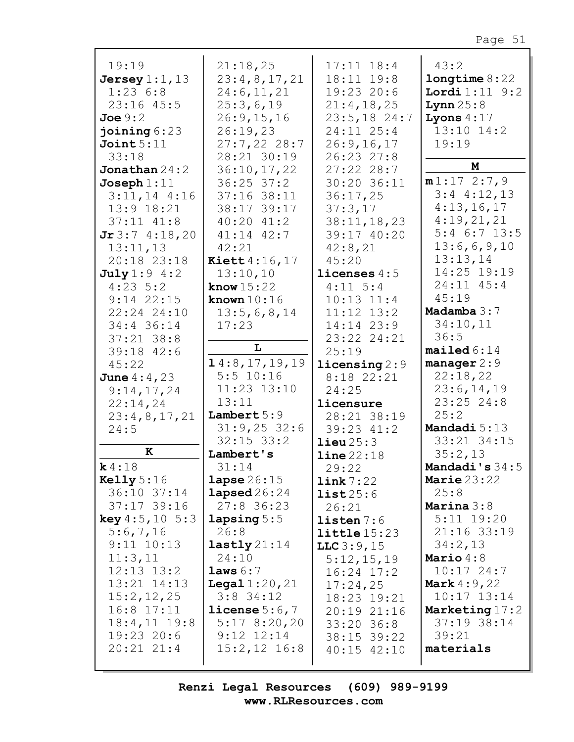19:19
**Jersey** 1:1,13
1:23 6:8
23:16 45:5
**Joe** 9:2
**joining** 6:23
**Joint** 5:11
33:18
**Jonathan** 24:2
**Joseph** 1:11
3:11,14 4:16
13:9 18:21
37:11 41:8
**Jr** 3:7 4:18,20
13:11,13
20:18 23:18
**July** 1:9 4:2
4:23 5:2
9:14 22:15
22:24 24:10
34:4 36:14
37:21 38:8
39:18 42:6
45:22
**June** 4:4,23
9:14,17,24
22:14,24
23:4,8,17,21
24:5

**K**

**k** 4:18
**Kelly** 5:16
36:10 37:14
37:17 39:16
**key** 4:5,10 5:3
5:6,7,16
9:11 10:13
11:3,11
12:13 13:2
13:21 14:13
15:2,12,25
16:8 17:11
18:4,11 19:8
19:23 20:6
20:21 21:4
21:18,25
23:4,8,17,21
24:6,11,21
25:3,6,19
26:9,15,16
26:19,23
27:7,22 28:7
28:21 30:19
36:10,17,22
36:25 37:2
37:16 38:11
38:17 39:17
40:20 41:2
41:14 42:7
42:21
**Kiett** 4:16,17
13:10,10
**know** 15:22
**known** 10:16
13:5,6,8,14
17:23

**L**

**l** 4:8,17,19,19
5:5 10:16
11:23 13:10
13:11
**Lambert** 5:9
31:9,25 32:6
32:15 33:2
**Lambert's**
31:14
**lapse** 26:15
**lapsed** 26:24
27:8 36:23
**lapsing** 5:5
26:8
**lastly** 21:14
24:10
**laws** 6:7
**Legal** 1:20,21
3:8 34:12
**license** 5:6,7
5:17 8:20,20
9:12 12:14
15:2,12 16:8
17:11 18:4
18:11 19:8
19:23 20:6
21:4,18,25
23:5,18 24:7
24:11 25:4
26:9,16,17
26:23 27:8
27:22 28:7
30:20 36:11
36:17,25
37:3,17
38:11,18,23
39:17 40:20
42:8,21
45:20
**licenses** 4:5
4:11 5:4
10:13 11:4
11:12 13:2
14:14 23:9
23:22 24:21
25:19
**licensing** 2:9
8:18 22:21
24:25
**licensure**
28:21 38:19
39:23 41:2
**lieu** 25:3
**line** 22:18
29:22
**link** 7:22
**list** 25:6
26:21
**listen** 7:6
**little** 15:23
**LLC** 3:9,15
5:12,15,19
16:24 17:2
17:24,25
18:23 19:21
20:19 21:16
33:20 36:8
38:15 39:22
40:15 42:10
43:2
**longtime** 8:22
**Lordi** 1:11 9:2
**Lynn** 25:8
**Lyons** 4:17
13:10 14:2
19:19

**M**

**m** 1:17 2:7,9
3:4 4:12,13
4:13,16,17
4:19,21,21
5:4 6:7 13:5
13:6,6,9,10
13:13,14
14:25 19:19
24:11 45:4
45:19
**Madamba** 3:7
34:10,11
36:5
**mailed** 6:14
**manager** 2:9
22:18,22
23:6,14,19
23:25 24:8
25:2
**Mandadi** 5:13
33:21 34:15
35:2,13
**Mandadi's** 34:5
**Marie** 23:22
25:8
**Marina** 3:8
5:11 19:20
21:16 33:19
34:2,13
**Mario** 4:8
10:17 24:7
**Mark** 4:9,22
10:17 13:14
**Marketing** 17:2
37:19 38:14
39:21
**materials**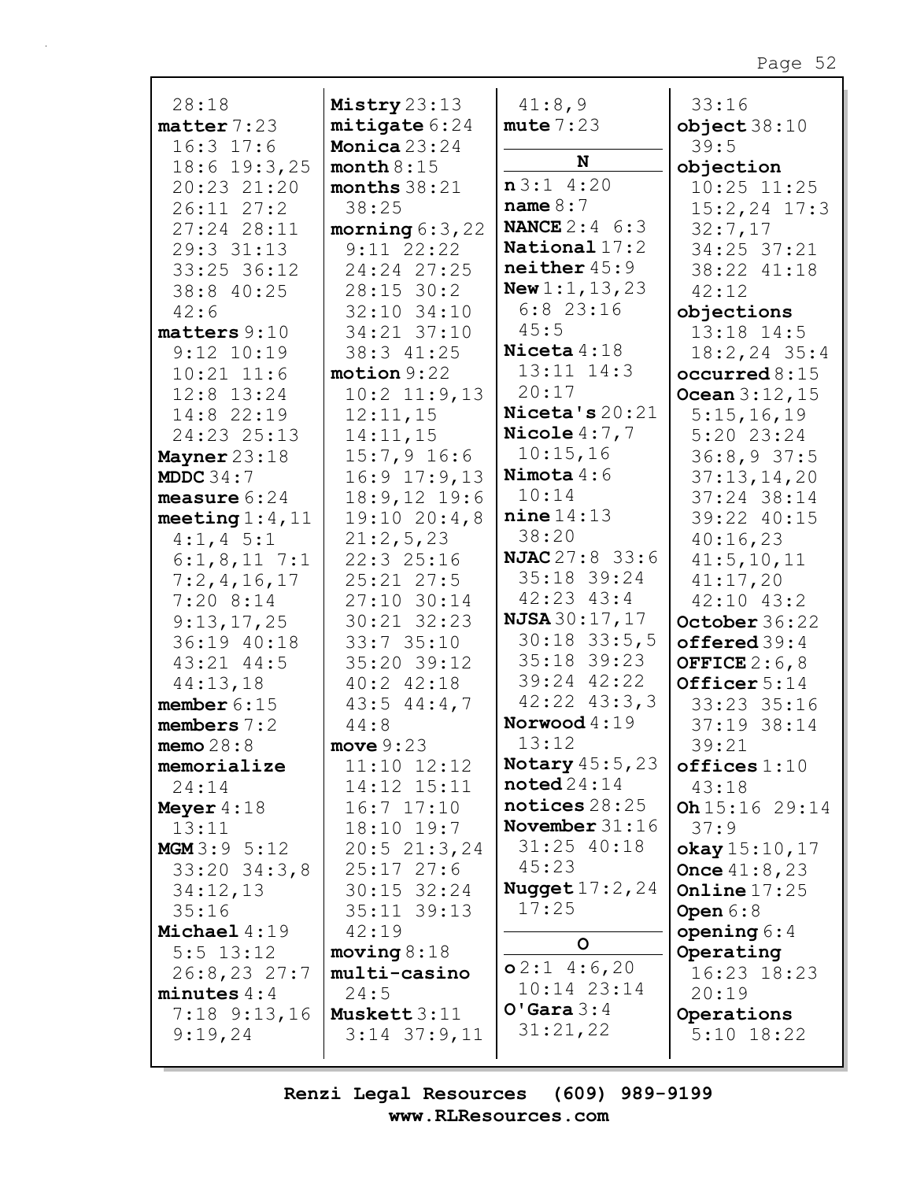28:18
**matter** 7:23
16:3 17:6
18:6 19:3,25
20:23 21:20
26:11 27:2
27:24 28:11
29:3 31:13
33:25 36:12
38:8 40:25
42:6
**matters** 9:10
9:12 10:19
10:21 11:6
12:8 13:24
14:8 22:19
24:23 25:13
**Mayner** 23:18
**MDDC** 34:7
**measure** 6:24
**meeting** 1:4,11
4:1,4 5:1
6:1,8,11 7:1
7:2,4,16,17
7:20 8:14
9:13,17,25
36:19 40:18
43:21 44:5
44:13,18
**member** 6:15
**members** 7:2
**memo** 28:8
**memorialize**
24:14
**Meyer** 4:18
13:11
**MGM** 3:9 5:12
33:20 34:3,8
34:12,13
35:16
**Michael** 4:19
5:5 13:12
26:8,23 27:7
**minutes** 4:4
7:18 9:13,16
9:19,24

**Mistry** 23:13
**mitigate** 6:24
**Monica** 23:24
**month** 8:15
**months** 38:21
38:25
**morning** 6:3,22
9:11 22:22
24:24 27:25
28:15 30:2
32:10 34:10
34:21 37:10
38:3 41:25
**motion** 9:22
10:2 11:9,13
12:11,15
14:11,15
15:7,9 16:6
16:9 17:9,13
18:9,12 19:6
19:10 20:4,8
21:2,5,23
22:3 25:16
25:21 27:5
27:10 30:14
30:21 32:23
33:7 35:10
35:20 39:12
40:2 42:18
43:5 44:4,7
44:8
**move** 9:23
11:10 12:12
14:12 15:11
16:7 17:10
18:10 19:7
20:5 21:3,24
25:17 27:6
30:15 32:24
35:11 39:13
42:19
**moving** 8:18
**multi-casino**
24:5
**Muskett** 3:11
3:14 37:9,11

41:8,9
**mute** 7:23

**N**

**n** 3:1 4:20
**name** 8:7
**NANCE** 2:4 6:3
**National** 17:2
**neither** 45:9
**New** 1:1,13,23
6:8 23:16
45:5
**Niceta** 4:18
13:11 14:3
20:17
**Niceta's** 20:21
**Nicole** 4:7,7
10:15,16
**Nimota** 4:6
10:14
**nine** 14:13
38:20
**NJAC** 27:8 33:6
35:18 39:24
42:23 43:4
**NJSA** 30:17,17
30:18 33:5,5
35:18 39:23
39:24 42:22
42:22 43:3,3
**Norwood** 4:19
13:12
**Notary** 45:5,23
**noted** 24:14
**notices** 28:25
**November** 31:16
31:25 40:18
45:23
**Nugget** 17:2,24
17:25

**O**

**o** 2:1 4:6,20
10:14 23:14
**O'Gara** 3:4
31:21,22

33:16
**object** 38:10
39:5
**objection**
10:25 11:25
15:2,24 17:3
32:7,17
34:25 37:21
38:22 41:18
42:12
**objections**
13:18 14:5
18:2,24 35:4
**occurred** 8:15
**Ocean** 3:12,15
5:15,16,19
5:20 23:24
36:8,9 37:5
37:13,14,20
37:24 38:14
39:22 40:15
40:16,23
41:5,10,11
41:17,20
42:10 43:2
**October** 36:22
**offered** 39:4
**OFFICE** 2:6,8
**Officer** 5:14
33:23 35:16
37:19 38:14
39:21
**offices** 1:10
43:18
**Oh** 15:16 29:14
37:9
**okay** 15:10,17
**Once** 41:8,23
**Online** 17:25
**Open** 6:8
**opening** 6:4
**Operating**
16:23 18:23
20:19
**Operations**
5:10 18:22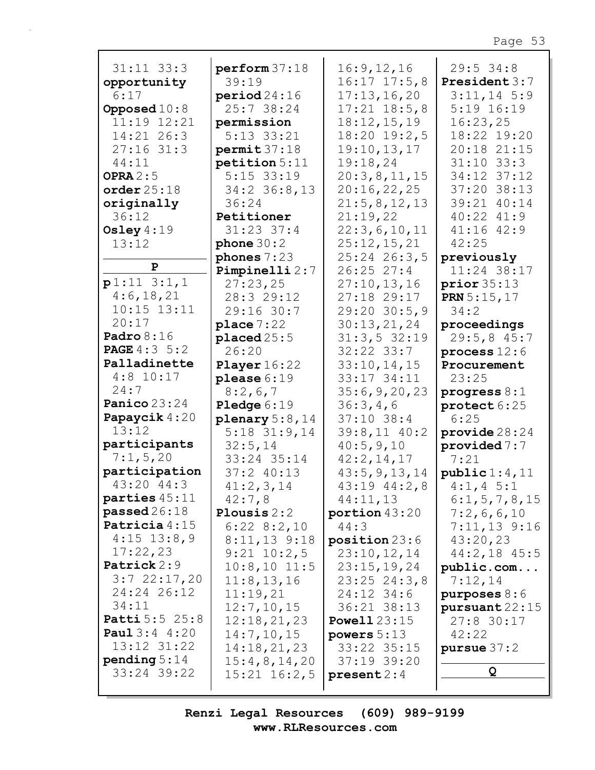31:11 33:3
**opportunity** 6:17
**Opposed** 10:8 11:19 12:21 14:21 26:3 27:16 31:3 44:11
**OPRA** 2:5
**order** 25:18
**originally** 36:12
**Osley** 4:19 13:12

**P**

**p** 1:11 3:1,1 4:6,18,21 10:15 13:11 20:17
**Padro** 8:16
**PAGE** 4:3 5:2
**Palladinette** 4:8 10:17 24:7
**Panico** 23:24
**Papaycik** 4:20 13:12
**participants** 7:1,5,20
**participation** 43:20 44:3
**parties** 45:11
**passed** 26:18
**Patricia** 4:15 4:15 13:8,9 17:22,23
**Patrick** 2:9 3:7 22:17,20 24:24 26:12 34:11
**Patti** 5:5 25:8
**Paul** 3:4 4:20 13:12 31:22
**pending** 5:14 33:24 39:22
**perform** 37:18 39:19
**period** 24:16 25:7 38:24
**permission** 5:13 33:21
**permit** 37:18
**petition** 5:11 5:15 33:19 34:2 36:8,13 36:24
**Petitioner** 31:23 37:4
**phone** 30:2
**phones** 7:23
**Pimpinelli** 2:7 27:23,25 28:3 29:12 29:16 30:7
**place** 7:22
**placed** 25:5 26:20
**Player** 16:22
**please** 6:19 8:2,6,7
**Pledge** 6:19
**plenary** 5:8,14 5:18 31:9,14 32:5,14 33:24 35:14 37:2 40:13 41:2,3,14 42:7,8
**Plousis** 2:2 6:22 8:2,10 8:11,13 9:18 9:21 10:2,5 10:8,10 11:5 11:8,13,16 11:19,21 12:7,10,15 12:18,21,23 14:7,10,15 14:18,21,23 15:4,8,14,20 15:21 16:2,5 16:9,12,16 16:17 17:5,8 17:13,16,20 17:21 18:5,8 18:12,15,19 18:20 19:2,5 19:10,13,17 19:18,24 20:3,8,11,15 20:16,22,25 21:5,8,12,13 21:19,22 22:3,6,10,11 25:12,15,21 25:24 26:3,5 26:25 27:4 27:10,13,16 27:18 29:17 29:20 30:5,9 30:13,21,24 31:3,5 32:19 32:22 33:7 33:10,14,15 33:17 34:11 35:6,9,20,23 36:3,4,6 37:10 38:4 39:8,11 40:2 40:5,9,10 42:2,14,17 43:5,9,13,14 43:19 44:2,8 44:11,13
**portion** 43:20 44:3
**position** 23:6 23:10,12,14 23:15,19,24 23:25 24:3,8 24:12 34:6 36:21 38:13
**Powell** 23:15
**powers** 5:13 33:22 35:15 37:19 39:20
**present** 2:4 29:5 34:8
**President** 3:7 3:11,14 5:9 5:19 16:19 16:23,25 18:22 19:20 20:18 21:15 31:10 33:3 34:12 37:12 37:20 38:13 39:21 40:14 40:22 41:9 41:16 42:9 42:25
**previously** 11:24 38:17
**prior** 35:13
**PRN** 5:15,17 34:2
**proceedings** 29:5,8 45:7
**process** 12:6
**Procurement** 23:25
**progress** 8:1
**protect** 6:25 6:25
**provide** 28:24
**provided** 7:7 7:21
**public** 1:4,11 4:1,4 5:1 6:1,5,7,8,15 7:2,6,6,10 7:11,13 9:16 43:20,23 44:2,18 45:5
**public.com...** 7:12,14
**purposes** 8:6
**pursuant** 22:15 27:8 30:17 42:22
**pursue** 37:2

**Q**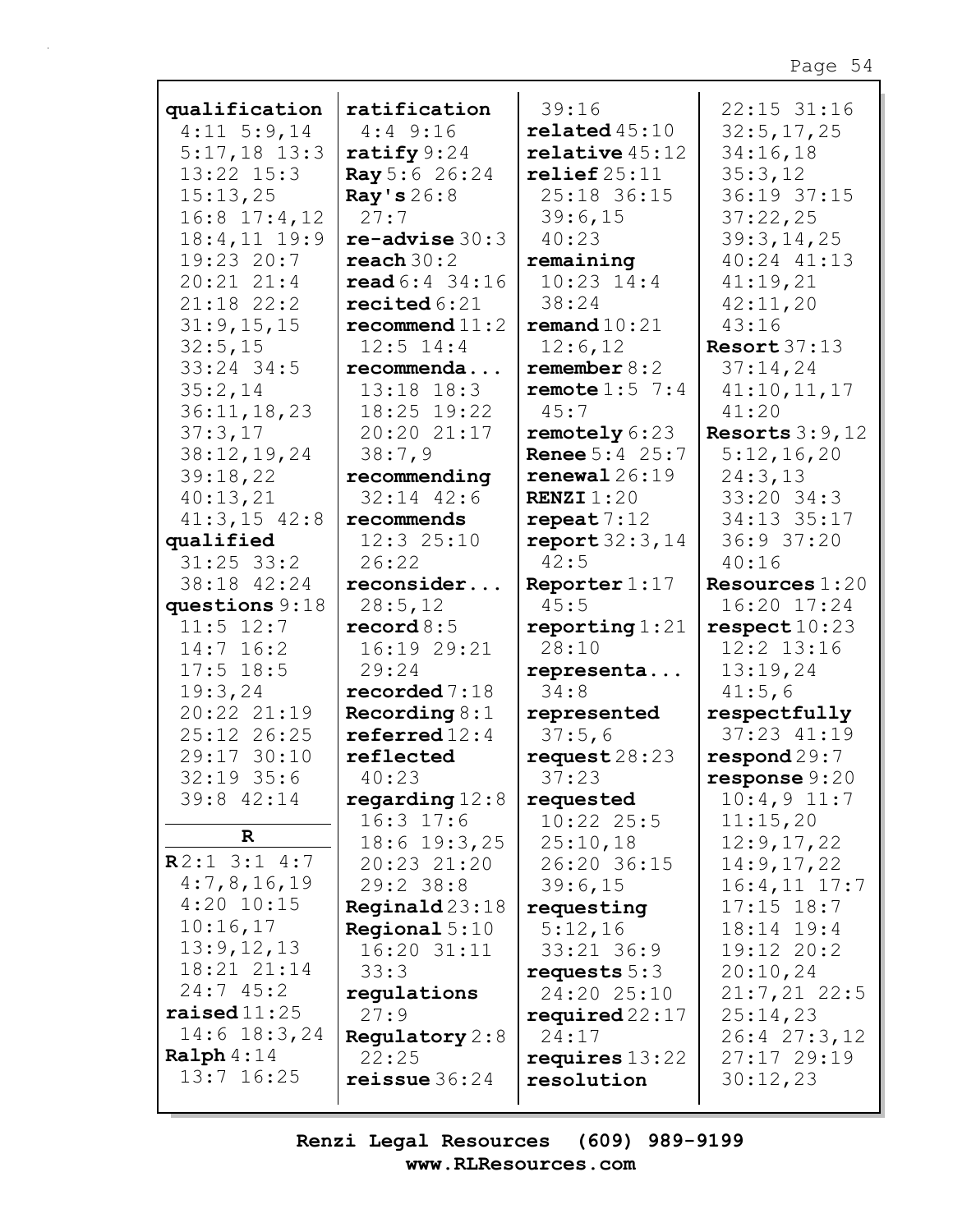**qualification** 4:11 5:9,14 5:17,18 13:3 13:22 15:3 15:13,25 16:8 17:4,12 18:4,11 19:9 19:23 20:7 20:21 21:4 21:18 22:2 31:9,15,15 32:5,15 33:24 34:5 35:2,14 36:11,18,23 37:3,17 38:12,19,24 39:18,22 40:13,21 41:3,15 42:8

**qualified** 31:25 33:2 38:18 42:24

**questions** 9:18 11:5 12:7 14:7 16:2 17:5 18:5 19:3,24 20:22 21:19 25:12 26:25 29:17 30:10 32:19 35:6 39:8 42:14

## R

**R** 2:1 3:1 4:7 4:7,8,16,19 4:20 10:15 10:16,17 13:9,12,13 18:21 21:14 24:7 45:2

**raised** 11:25 14:6 18:3,24

**Ralph** 4:14 13:7 16:25

**ratification** 4:4 9:16

**ratify** 9:24

**Ray** 5:6 26:24

**Ray's** 26:8 27:7

**re-advise** 30:3

**reach** 30:2

**read** 6:4 34:16

**recited** 6:21

**recommend** 11:2 12:5 14:4

**recommenda...** 13:18 18:3 18:25 19:22 20:20 21:17 38:7,9

**recommending** 32:14 42:6

**recommends** 12:3 25:10 26:22

**reconsider...** 28:5,12

**record** 8:5 16:19 29:21 29:24

**recorded** 7:18

**Recording** 8:1

**referred** 12:4

**reflected** 40:23

**regarding** 12:8 16:3 17:6 18:6 19:3,25 20:23 21:20 29:2 38:8

**Reginald** 23:18

**Regional** 5:10 16:20 31:11 33:3

**regulations** 27:9

**Regulatory** 2:8 22:25

**reissue** 36:24

39:16

**related** 45:10

**relative** 45:12

**relief** 25:11 25:18 36:15 39:6,15 40:23

**remaining** 10:23 14:4 38:24

**remand** 10:21 12:6,12

**remember** 8:2

**remote** 1:5 7:4 45:7

**remotely** 6:23

**Renee** 5:4 25:7

**renewal** 26:19

**RENZI** 1:20

**repeat** 7:12

**report** 32:3,14 42:5

**Reporter** 1:17 45:5

**reporting** 1:21 28:10

**representa...** 34:8

**represented** 37:5,6

**request** 28:23 37:23

**requested** 10:22 25:5 25:10,18 26:20 36:15 39:6,15

**requesting** 5:12,16 33:21 36:9

**requests** 5:3 24:20 25:10

**required** 22:17 24:17

**requires** 13:22

**resolution**

22:15 31:16 32:5,17,25 34:16,18 35:3,12 36:19 37:15 37:22,25 39:3,14,25 40:24 41:13 41:19,21 42:11,20 43:16

**Resort** 37:13 37:14,24 41:10,11,17 41:20

**Resorts** 3:9,12 5:12,16,20 24:3,13 33:20 34:3 34:13 35:17 36:9 37:20 40:16

**Resources** 1:20 16:20 17:24

**respect** 10:23 12:2 13:16 13:19,24 41:5,6

**respectfully** 37:23 41:19

**respond** 29:7

**response** 9:20 10:4,9 11:7 11:15,20 12:9,17,22 14:9,17,22 16:4,11 17:7 17:15 18:7 18:14 19:4 19:12 20:2 20:10,24 21:7,21 22:5 25:14,23 26:4 27:3,12 27:17 29:19 30:12,23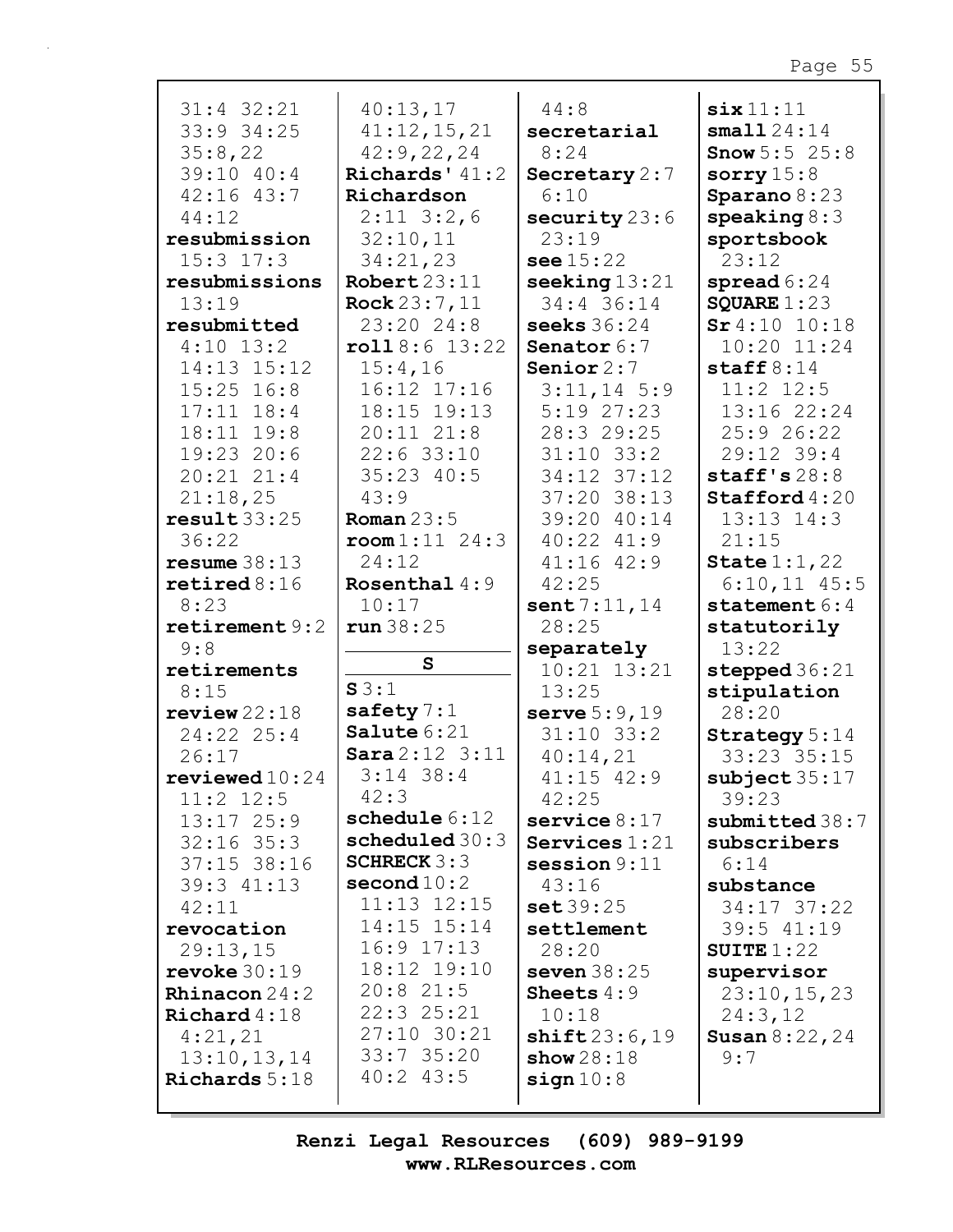31:4 32:21
33:9 34:25
35:8,22
39:10 40:4
42:16 43:7
44:12

**resubmission** 15:3 17:3

**resubmissions** 13:19

**resubmitted** 4:10 13:2 14:13 15:12 15:25 16:8 17:11 18:4 18:11 19:8 19:23 20:6 20:21 21:4 21:18,25

**result** 33:25 36:22

**resume** 38:13

**retired** 8:16 8:23

**retirement** 9:2 9:8

**retirements** 8:15

**review** 22:18 24:22 25:4 26:17

**reviewed** 10:24 11:2 12:5 13:17 25:9 32:16 35:3 37:15 38:16 39:3 41:13 42:11

**revocation** 29:13,15

**revoke** 30:19

**Rhinacon** 24:2

**Richard** 4:18 4:21,21 13:10,13,14

**Richards** 5:18

40:13,17
41:12,15,21
42:9,22,24

**Richards'** 41:2

**Richardson** 2:11 3:2,6 32:10,11 34:21,23

**Robert** 23:11

**Rock** 23:7,11 23:20 24:8

**roll** 8:6 13:22 15:4,16 16:12 17:16 18:15 19:13 20:11 21:8 22:6 33:10 35:23 40:5 43:9

**Roman** 23:5

**room** 1:11 24:3 24:12

**Rosenthal** 4:9 10:17

**run** 38:25

## S

**S** 3:1

**safety** 7:1

**Salute** 6:21

**Sara** 2:12 3:11 3:14 38:4 42:3

**schedule** 6:12

**scheduled** 30:3

**SCHRECK** 3:3

**second** 10:2 11:13 12:15 14:15 15:14 16:9 17:13 18:12 19:10 20:8 21:5 22:3 25:21 27:10 30:21 33:7 35:20 40:2 43:5

44:8

**secretarial** 8:24

**Secretary** 2:7 6:10

**security** 23:6 23:19

**see** 15:22

**seeking** 13:21 34:4 36:14

**seeks** 36:24

**Senator** 6:7

**Senior** 2:7 3:11,14 5:9 5:19 27:23 28:3 29:25 31:10 33:2 34:12 37:12 37:20 38:13 39:20 40:14 40:22 41:9 41:16 42:9 42:25

**sent** 7:11,14 28:25

**separately** 10:21 13:21 13:25

**serve** 5:9,19 31:10 33:2 40:14,21 41:15 42:9 42:25

**service** 8:17

**Services** 1:21

**session** 9:11 43:16

**set** 39:25

**settlement** 28:20

**seven** 38:25

**Sheets** 4:9 10:18

**shift** 23:6,19

**show** 28:18

**sign** 10:8

**six** 11:11

**small** 24:14

**Snow** 5:5 25:8

**sorry** 15:8

**Sparano** 8:23

**speaking** 8:3

**sportsbook** 23:12

**spread** 6:24

**SQUARE** 1:23

**Sr** 4:10 10:18 10:20 11:24

**staff** 8:14 11:2 12:5 13:16 22:24 25:9 26:22 29:12 39:4

**staff's** 28:8

**Stafford** 4:20 13:13 14:3 21:15

**State** 1:1,22 6:10,11 45:5

**statement** 6:4

**statutorily** 13:22

**stepped** 36:21

**stipulation** 28:20

**Strategy** 5:14 33:23 35:15

**subject** 35:17 39:23

**submitted** 38:7

**subscribers** 6:14

**substance** 34:17 37:22 39:5 41:19

**SUITE** 1:22

**supervisor** 23:10,15,23 24:3,12

**Susan** 8:22,24 9:7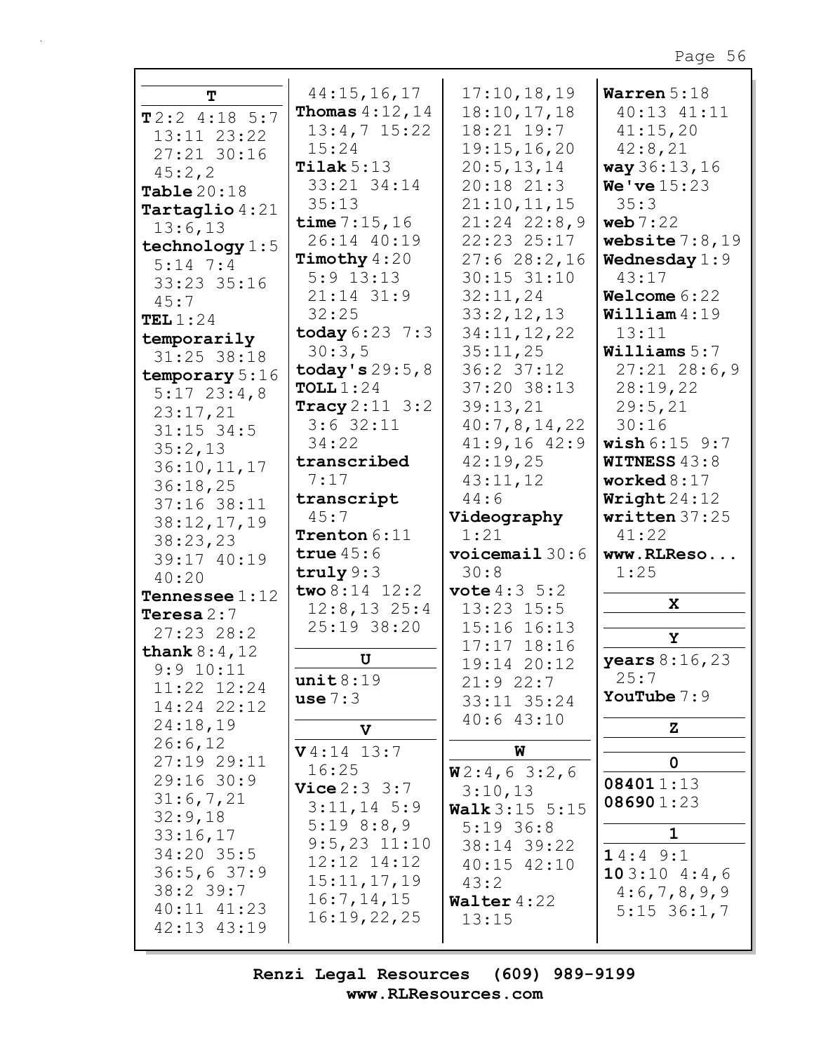## T

**T** 2:2 4:18 5:7 13:11 23:22 27:21 30:16 45:2,2
**Table** 20:18
**Tartaglio** 4:21 13:6,13
**technology** 1:5 5:14 7:4 33:23 35:16 45:7
**TEL** 1:24
**temporarily** 31:25 38:18
**temporary** 5:16 5:17 23:4,8 23:17,21 31:15 34:5 35:2,13 36:10,11,17 36:18,25 37:16 38:11 38:12,17,19 38:23,23 39:17 40:19 40:20
**Tennessee** 1:12
**Teresa** 2:7 27:23 28:2
**thank** 8:4,12 9:9 10:11 11:22 12:24 14:24 22:12 24:18,19 26:6,12 27:19 29:11 29:16 30:9 31:6,7,21 32:9,18 33:16,17 34:20 35:5 36:5,6 37:9 38:2 39:7 40:11 41:23 42:13 43:19 44:15,16,17
**Thomas** 4:12,14 13:4,7 15:22 15:24
**Tilak** 5:13 33:21 34:14 35:13
**time** 7:15,16 26:14 40:19
**Timothy** 4:20 5:9 13:13 21:14 31:9 32:25
**today** 6:23 7:3 30:3,5
**today's** 29:5,8
**TOLL** 1:24
**Tracy** 2:11 3:2 3:6 32:11 34:22
**transcribed** 7:17
**transcript** 45:7
**Trenton** 6:11
**true** 45:6
**truly** 9:3
**two** 8:14 12:2 12:8,13 25:4 25:19 38:20

## U

**unit** 8:19
**use** 7:3

## V

**V** 4:14 13:7 16:25
**Vice** 2:3 3:7 3:11,14 5:9 5:19 8:8,9 9:5,23 11:10 12:12 14:12 15:11,17,19 16:7,14,15 16:19,22,25 17:10,18,19 18:10,17,18 18:21 19:7 19:15,16,20 20:5,13,14 20:18 21:3 21:10,11,15 21:24 22:8,9 22:23 25:17 27:6 28:2,16 30:15 31:10 32:11,24 33:2,12,13 34:11,12,22 35:11,25 36:2 37:12 37:20 38:13 39:13,21 40:7,8,14,22 41:9,16 42:9 42:19,25 43:11,12 44:6
**Videography** 1:21
**voicemail** 30:6 30:8
**vote** 4:3 5:2 13:23 15:5 15:16 16:13 17:17 18:16 19:14 20:12 21:9 22:7 33:11 35:24 40:6 43:10

## W

**W** 2:4,6 3:2,6 3:10,13
**Walk** 3:15 5:15 5:19 36:8 38:14 39:22 40:15 42:10 43:2
**Walter** 4:22 13:15
**Warren** 5:18 40:13 41:11 41:15,20 42:8,21
**way** 36:13,16
**We've** 15:23 35:3
**web** 7:22
**website** 7:8,19
**Wednesday** 1:9 43:17
**Welcome** 6:22
**William** 4:19 13:11
**Williams** 5:7 27:21 28:6,9 28:19,22 29:5,21 30:16
**wish** 6:15 9:7
**WITNESS** 43:8
**worked** 8:17
**Wright** 24:12
**written** 37:25 41:22
**www.RLReso...** 1:25

## X

## Y

**years** 8:16,23 25:7
**YouTube** 7:9

## Z

## 0

**08401** 1:13
**08690** 1:23

## 1

**1** 4:4 9:1
**10** 3:10 4:4,6 4:6,7,8,9,9 5:15 36:1,7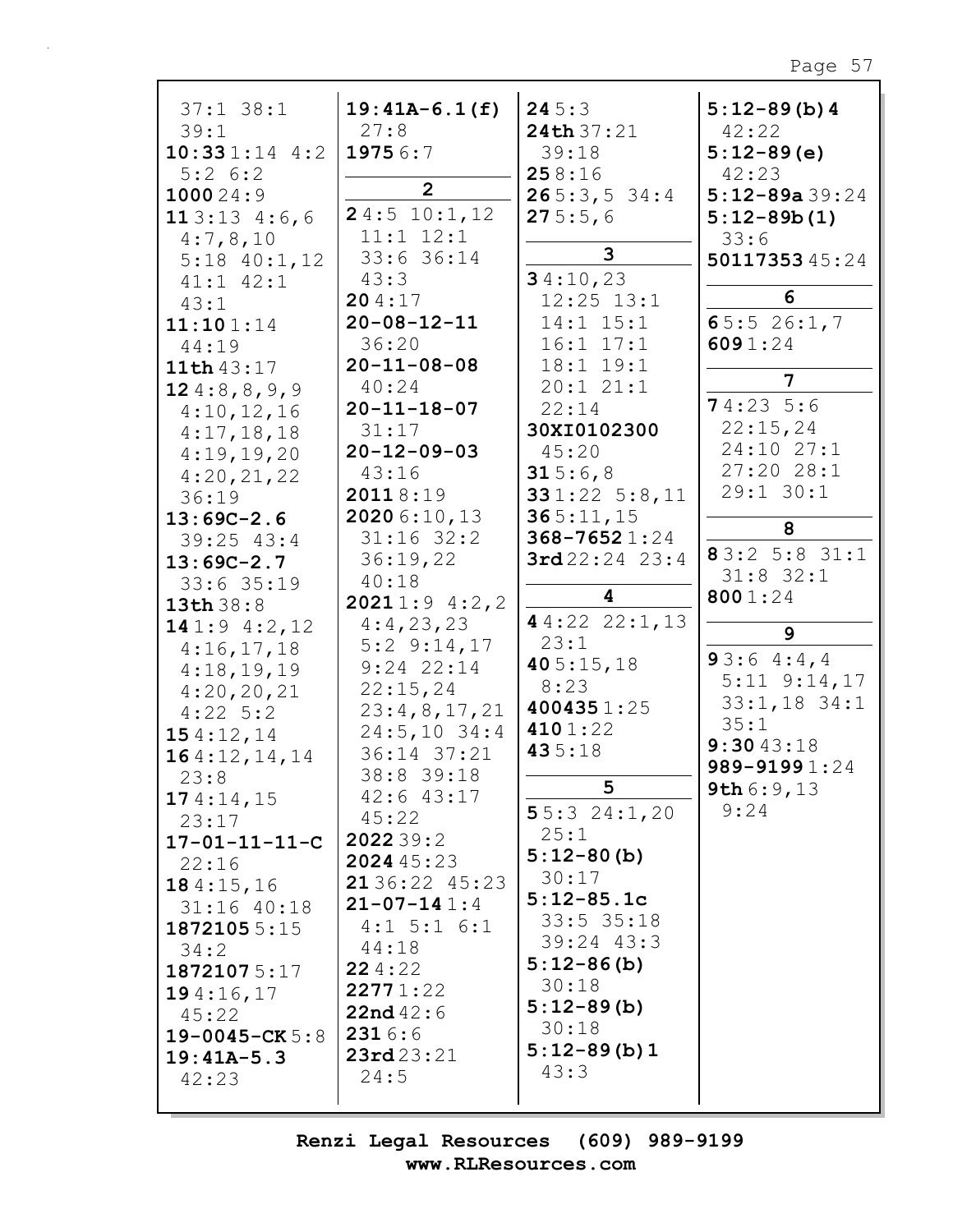37:1 38:1 39:1
**10:33** 1:14 4:2 5:2 6:2
**1000** 24:9
**11** 3:13 4:6,6 4:7,8,10 5:18 40:1,12 41:1 42:1 43:1
**11:10** 1:14 44:19
**11th** 43:17
**12** 4:8,8,9,9 4:10,12,16 4:17,18,18 4:19,19,20 4:20,21,22 36:19
**13:69C-2.6** 39:25 43:4
**13:69C-2.7** 33:6 35:19
**13th** 38:8
**14** 1:9 4:2,12 4:16,17,18 4:18,19,19 4:20,20,21 4:22 5:2
**15** 4:12,14
**16** 4:12,14,14 23:8
**17** 4:14,15 23:17
**17-01-11-11-C** 22:16
**18** 4:15,16 31:16 40:18
**1872105** 5:15 34:2
**1872107** 5:17
**19** 4:16,17 45:22
**19-0045-CK** 5:8
**19:41A-5.3** 42:23
**19:41A-6.1(f)** 27:8
**1975** 6:7

**2**

**2** 4:5 10:1,12 11:1 12:1 33:6 36:14 43:3
**20** 4:17
**20-08-12-11** 36:20
**20-11-08-08** 40:24
**20-11-18-07** 31:17
**20-12-09-03** 43:16
**2011** 8:19
**2020** 6:10,13 31:16 32:2 36:19,22 40:18
**2021** 1:9 4:2,2 4:4,23,23 5:2 9:14,17 9:24 22:14 22:15,24 23:4,8,17,21 24:5,10 34:4 36:14 37:21 38:8 39:18 42:6 43:17 45:22
**2022** 39:2
**2024** 45:23
**21** 36:22 45:23
**21-07-14** 1:4 4:1 5:1 6:1 44:18
**22** 4:22
**2277** 1:22
**22nd** 42:6
**231** 6:6
**23rd** 23:21 24:5
**24** 5:3
**24th** 37:21 39:18
**25** 8:16
**26** 5:3,5 34:4
**27** 5:5,6

**3**

**3** 4:10,23 12:25 13:1 14:1 15:1 16:1 17:1 18:1 19:1 20:1 21:1 22:14
**30XI0102300** 45:20
**31** 5:6,8
**33** 1:22 5:8,11
**36** 5:11,15
**368-7652** 1:24
**3rd** 22:24 23:4

**4**

**4** 4:22 22:1,13 23:1
**40** 5:15,18 8:23
**400435** 1:25
**410** 1:22
**43** 5:18

**5**

**5** 5:3 24:1,20 25:1
**5:12-80(b)** 30:17
**5:12-85.1c** 33:5 35:18 39:24 43:3
**5:12-86(b)** 30:18
**5:12-89(b)** 30:18
**5:12-89(b)1** 43:3
**5:12-89(b)4** 42:22
**5:12-89(e)** 42:23
**5:12-89a** 39:24
**5:12-89b(1)** 33:6
**50117353** 45:24

**6**

**6** 5:5 26:1,7
**609** 1:24

**7**

**7** 4:23 5:6 22:15,24 24:10 27:1 27:20 28:1 29:1 30:1

**8**

**8** 3:2 5:8 31:1 31:8 32:1
**800** 1:24

**9**

**9** 3:6 4:4,4 5:11 9:14,17 33:1,18 34:1 35:1
**9:30** 43:18
**989-9199** 1:24
**9th** 6:9,13 9:24